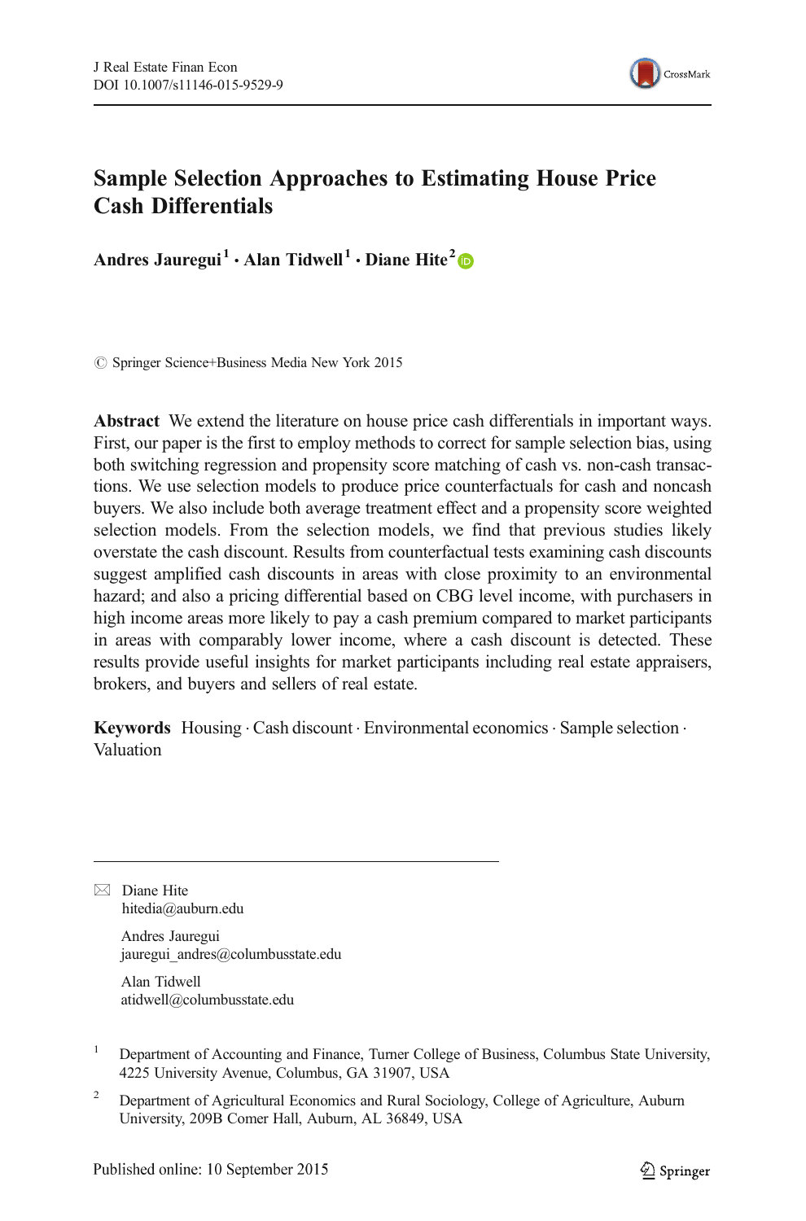# Sample Selection Approaches to Estimating House Price Cash Differentials

**Andres Jauregui**[1] **· Alan Tidwell**[1] **· Diane Hite**[2]

© Springer Science+Business Media New York 2015

**Abstract** We extend the literature on house price cash differentials in important ways. First, our paper is the first to employ methods to correct for sample selection bias, using both switching regression and propensity score matching of cash vs. non-cash transactions. We use selection models to produce price counterfactuals for cash and noncash buyers. We also include both average treatment effect and a propensity score weighted selection models. From the selection models, we find that previous studies likely overstate the cash discount. Results from counterfactual tests examining cash discounts suggest amplified cash discounts in areas with close proximity to an environmental hazard; and also a pricing differential based on CBG level income, with purchasers in high income areas more likely to pay a cash premium compared to market participants in areas with comparably lower income, where a cash discount is detected. These results provide useful insights for market participants including real estate appraisers, brokers, and buyers and sellers of real estate.

**Keywords** Housing · Cash discount · Environmental economics · Sample selection · Valuation

---

✉ Diane Hite
hitedia@auburn.edu

Andres Jauregui
jauregui_andres@columbusstate.edu

Alan Tidwell
atidwell@columbusstate.edu

[1] Department of Accounting and Finance, Turner College of Business, Columbus State University, 4225 University Avenue, Columbus, GA 31907, USA

[2] Department of Agricultural Economics and Rural Sociology, College of Agriculture, Auburn University, 209B Comer Hall, Auburn, AL 36849, USA

Published online: 10 September 2015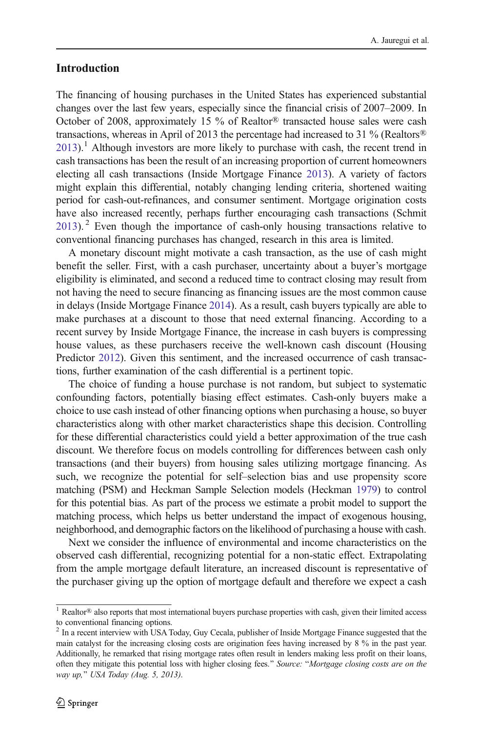## Introduction

The financing of housing purchases in the United States has experienced substantial changes over the last few years, especially since the financial crisis of 2007–2009. In October of 2008, approximately 15 % of Realtor® transacted house sales were cash transactions, whereas in April of 2013 the percentage had increased to 31 % (Realtors® 2013).[1] Although investors are more likely to purchase with cash, the recent trend in cash transactions has been the result of an increasing proportion of current homeowners electing all cash transactions (Inside Mortgage Finance 2013). A variety of factors might explain this differential, notably changing lending criteria, shortened waiting period for cash-out-refinances, and consumer sentiment. Mortgage origination costs have also increased recently, perhaps further encouraging cash transactions (Schmit 2013).[2] Even though the importance of cash-only housing transactions relative to conventional financing purchases has changed, research in this area is limited.

A monetary discount might motivate a cash transaction, as the use of cash might benefit the seller. First, with a cash purchaser, uncertainty about a buyer's mortgage eligibility is eliminated, and second a reduced time to contract closing may result from not having the need to secure financing as financing issues are the most common cause in delays (Inside Mortgage Finance 2014). As a result, cash buyers typically are able to make purchases at a discount to those that need external financing. According to a recent survey by Inside Mortgage Finance, the increase in cash buyers is compressing house values, as these purchasers receive the well-known cash discount (Housing Predictor 2012). Given this sentiment, and the increased occurrence of cash transactions, further examination of the cash differential is a pertinent topic.

The choice of funding a house purchase is not random, but subject to systematic confounding factors, potentially biasing effect estimates. Cash-only buyers make a choice to use cash instead of other financing options when purchasing a house, so buyer characteristics along with other market characteristics shape this decision. Controlling for these differential characteristics could yield a better approximation of the true cash discount. We therefore focus on models controlling for differences between cash only transactions (and their buyers) from housing sales utilizing mortgage financing. As such, we recognize the potential for self–selection bias and use propensity score matching (PSM) and Heckman Sample Selection models (Heckman 1979) to control for this potential bias. As part of the process we estimate a probit model to support the matching process, which helps us better understand the impact of exogenous housing, neighborhood, and demographic factors on the likelihood of purchasing a house with cash.

Next we consider the influence of environmental and income characteristics on the observed cash differential, recognizing potential for a non-static effect. Extrapolating from the ample mortgage default literature, an increased discount is representative of the purchaser giving up the option of mortgage default and therefore we expect a cash

---

[1] Realtor® also reports that most international buyers purchase properties with cash, given their limited access to conventional financing options.

[2] In a recent interview with USA Today, Guy Cecala, publisher of Inside Mortgage Finance suggested that the main catalyst for the increasing closing costs are origination fees having increased by 8 % in the past year. Additionally, he remarked that rising mortgage rates often result in lenders making less profit on their loans, often they mitigate this potential loss with higher closing fees." *Source:* "*Mortgage closing costs are on the way up,*" *USA Today (Aug. 5, 2013).*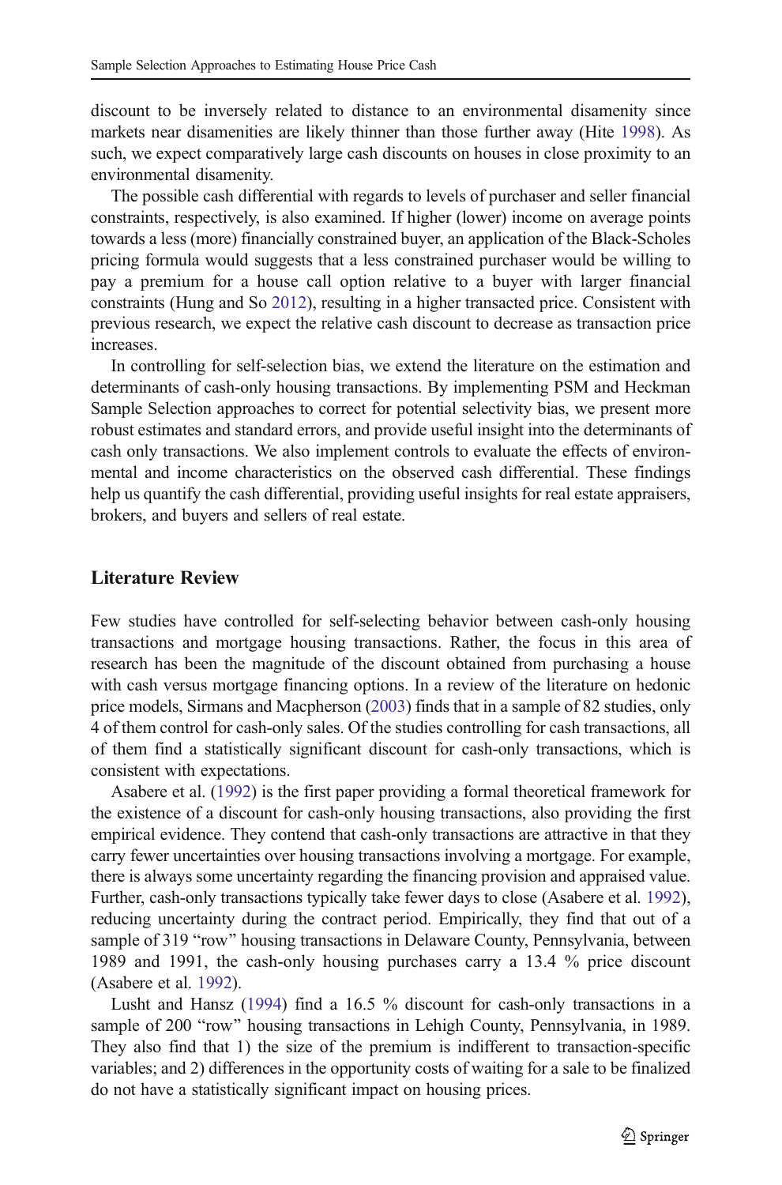discount to be inversely related to distance to an environmental disamenity since markets near disamenities are likely thinner than those further away (Hite 1998). As such, we expect comparatively large cash discounts on houses in close proximity to an environmental disamenity.

The possible cash differential with regards to levels of purchaser and seller financial constraints, respectively, is also examined. If higher (lower) income on average points towards a less (more) financially constrained buyer, an application of the Black-Scholes pricing formula would suggests that a less constrained purchaser would be willing to pay a premium for a house call option relative to a buyer with larger financial constraints (Hung and So 2012), resulting in a higher transacted price. Consistent with previous research, we expect the relative cash discount to decrease as transaction price increases.

In controlling for self-selection bias, we extend the literature on the estimation and determinants of cash-only housing transactions. By implementing PSM and Heckman Sample Selection approaches to correct for potential selectivity bias, we present more robust estimates and standard errors, and provide useful insight into the determinants of cash only transactions. We also implement controls to evaluate the effects of environmental and income characteristics on the observed cash differential. These findings help us quantify the cash differential, providing useful insights for real estate appraisers, brokers, and buyers and sellers of real estate.

## Literature Review

Few studies have controlled for self-selecting behavior between cash-only housing transactions and mortgage housing transactions. Rather, the focus in this area of research has been the magnitude of the discount obtained from purchasing a house with cash versus mortgage financing options. In a review of the literature on hedonic price models, Sirmans and Macpherson (2003) finds that in a sample of 82 studies, only 4 of them control for cash-only sales. Of the studies controlling for cash transactions, all of them find a statistically significant discount for cash-only transactions, which is consistent with expectations.

Asabere et al. (1992) is the first paper providing a formal theoretical framework for the existence of a discount for cash-only housing transactions, also providing the first empirical evidence. They contend that cash-only transactions are attractive in that they carry fewer uncertainties over housing transactions involving a mortgage. For example, there is always some uncertainty regarding the financing provision and appraised value. Further, cash-only transactions typically take fewer days to close (Asabere et al. 1992), reducing uncertainty during the contract period. Empirically, they find that out of a sample of 319 "row" housing transactions in Delaware County, Pennsylvania, between 1989 and 1991, the cash-only housing purchases carry a 13.4 % price discount (Asabere et al. 1992).

Lusht and Hansz (1994) find a 16.5 % discount for cash-only transactions in a sample of 200 "row" housing transactions in Lehigh County, Pennsylvania, in 1989. They also find that 1) the size of the premium is indifferent to transaction-specific variables; and 2) differences in the opportunity costs of waiting for a sale to be finalized do not have a statistically significant impact on housing prices.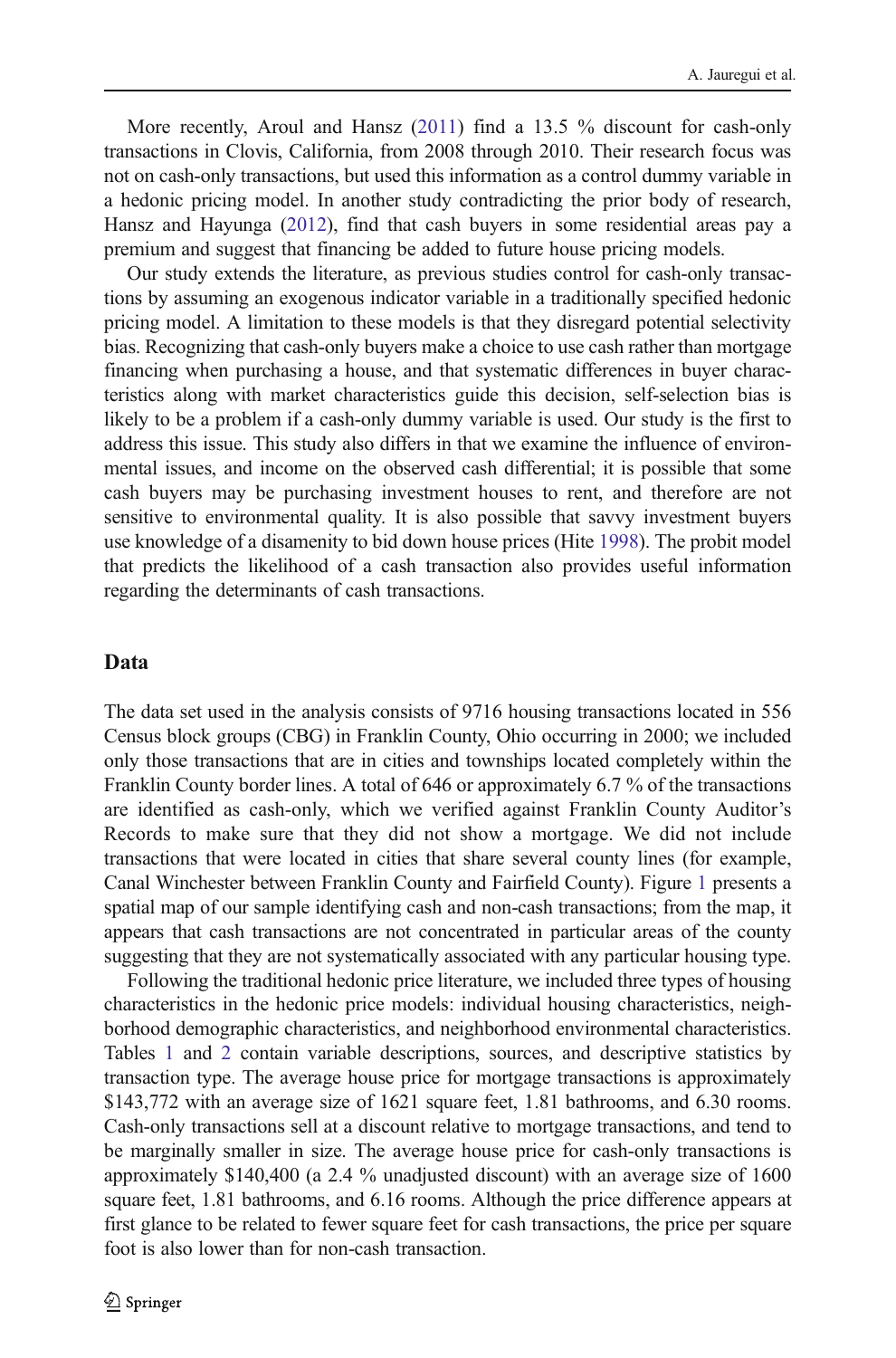More recently, Aroul and Hansz (2011) find a 13.5 % discount for cash-only transactions in Clovis, California, from 2008 through 2010. Their research focus was not on cash-only transactions, but used this information as a control dummy variable in a hedonic pricing model. In another study contradicting the prior body of research, Hansz and Hayunga (2012), find that cash buyers in some residential areas pay a premium and suggest that financing be added to future house pricing models.

Our study extends the literature, as previous studies control for cash-only transactions by assuming an exogenous indicator variable in a traditionally specified hedonic pricing model. A limitation to these models is that they disregard potential selectivity bias. Recognizing that cash-only buyers make a choice to use cash rather than mortgage financing when purchasing a house, and that systematic differences in buyer characteristics along with market characteristics guide this decision, self-selection bias is likely to be a problem if a cash-only dummy variable is used. Our study is the first to address this issue. This study also differs in that we examine the influence of environmental issues, and income on the observed cash differential; it is possible that some cash buyers may be purchasing investment houses to rent, and therefore are not sensitive to environmental quality. It is also possible that savvy investment buyers use knowledge of a disamenity to bid down house prices (Hite 1998). The probit model that predicts the likelihood of a cash transaction also provides useful information regarding the determinants of cash transactions.

## Data

The data set used in the analysis consists of 9716 housing transactions located in 556 Census block groups (CBG) in Franklin County, Ohio occurring in 2000; we included only those transactions that are in cities and townships located completely within the Franklin County border lines. A total of 646 or approximately 6.7 % of the transactions are identified as cash-only, which we verified against Franklin County Auditor's Records to make sure that they did not show a mortgage. We did not include transactions that were located in cities that share several county lines (for example, Canal Winchester between Franklin County and Fairfield County). Figure 1 presents a spatial map of our sample identifying cash and non-cash transactions; from the map, it appears that cash transactions are not concentrated in particular areas of the county suggesting that they are not systematically associated with any particular housing type.

Following the traditional hedonic price literature, we included three types of housing characteristics in the hedonic price models: individual housing characteristics, neighborhood demographic characteristics, and neighborhood environmental characteristics. Tables 1 and 2 contain variable descriptions, sources, and descriptive statistics by transaction type. The average house price for mortgage transactions is approximately $143,772 with an average size of 1621 square feet, 1.81 bathrooms, and 6.30 rooms. Cash-only transactions sell at a discount relative to mortgage transactions, and tend to be marginally smaller in size. The average house price for cash-only transactions is approximately $140,400 (a 2.4 % unadjusted discount) with an average size of 1600 square feet, 1.81 bathrooms, and 6.16 rooms. Although the price difference appears at first glance to be related to fewer square feet for cash transactions, the price per square foot is also lower than for non-cash transaction.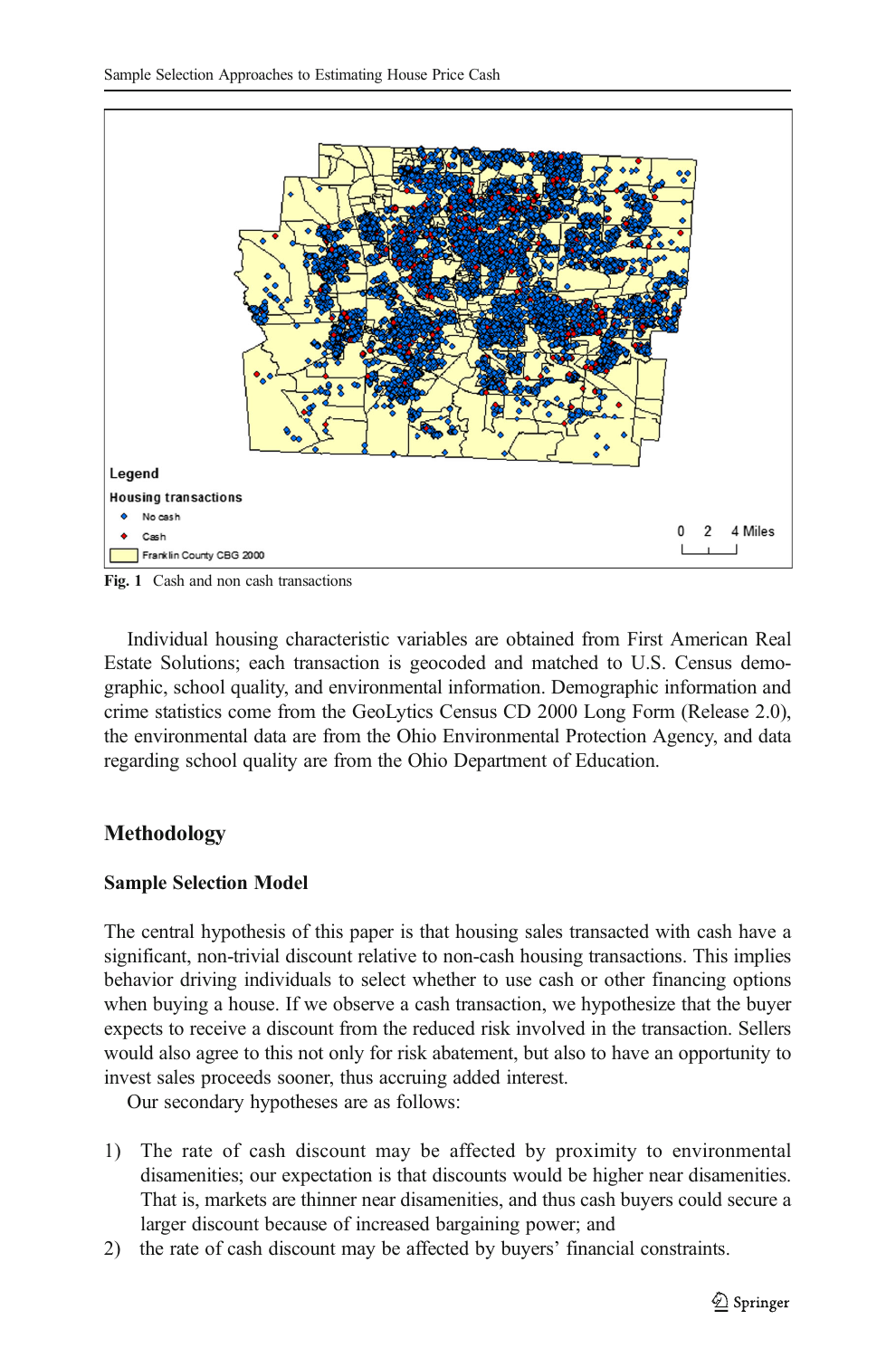Fig. 1 Cash and non cash transactions

Individual housing characteristic variables are obtained from First American Real Estate Solutions; each transaction is geocoded and matched to U.S. Census demographic, school quality, and environmental information. Demographic information and crime statistics come from the GeoLytics Census CD 2000 Long Form (Release 2.0), the environmental data are from the Ohio Environmental Protection Agency, and data regarding school quality are from the Ohio Department of Education.

## Methodology

### Sample Selection Model

The central hypothesis of this paper is that housing sales transacted with cash have a significant, non-trivial discount relative to non-cash housing transactions. This implies behavior driving individuals to select whether to use cash or other financing options when buying a house. If we observe a cash transaction, we hypothesize that the buyer expects to receive a discount from the reduced risk involved in the transaction. Sellers would also agree to this not only for risk abatement, but also to have an opportunity to invest sales proceeds sooner, thus accruing added interest.

Our secondary hypotheses are as follows:

1) The rate of cash discount may be affected by proximity to environmental disamenities; our expectation is that discounts would be higher near disamenities. That is, markets are thinner near disamenities, and thus cash buyers could secure a larger discount because of increased bargaining power; and
2) the rate of cash discount may be affected by buyers' financial constraints.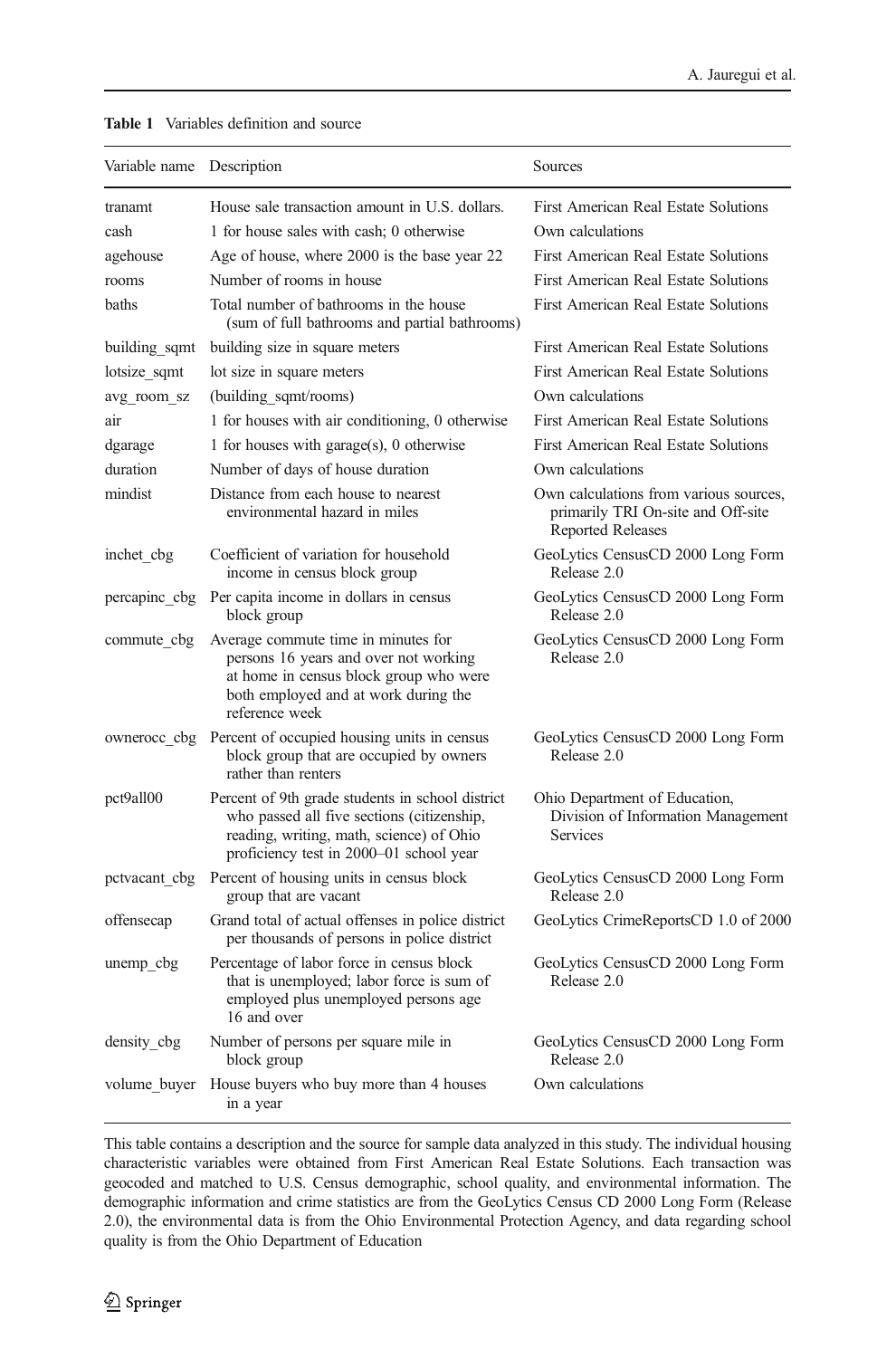**Table 1** Variables definition and source

| Variable name | Description | Sources |
|---|---|---|
| tranamt | House sale transaction amount in U.S. dollars. | First American Real Estate Solutions |
| cash | 1 for house sales with cash; 0 otherwise | Own calculations |
| agehouse | Age of house, where 2000 is the base year 22 | First American Real Estate Solutions |
| rooms | Number of rooms in house | First American Real Estate Solutions |
| baths | Total number of bathrooms in the house (sum of full bathrooms and partial bathrooms) | First American Real Estate Solutions |
| building_sqmt | building size in square meters | First American Real Estate Solutions |
| lotsize_sqmt | lot size in square meters | First American Real Estate Solutions |
| avg_room_sz | (building_sqmt/rooms) | Own calculations |
| air | 1 for houses with air conditioning, 0 otherwise | First American Real Estate Solutions |
| dgarage | 1 for houses with garage(s), 0 otherwise | First American Real Estate Solutions |
| duration | Number of days of house duration | Own calculations |
| mindist | Distance from each house to nearest environmental hazard in miles | Own calculations from various sources, primarily TRI On-site and Off-site Reported Releases |
| inchet_cbg | Coefficient of variation for household income in census block group | GeoLytics CensusCD 2000 Long Form Release 2.0 |
| percapinc_cbg | Per capita income in dollars in census block group | GeoLytics CensusCD 2000 Long Form Release 2.0 |
| commute_cbg | Average commute time in minutes for persons 16 years and over not working at home in census block group who were both employed and at work during the reference week | GeoLytics CensusCD 2000 Long Form Release 2.0 |
| ownerocc_cbg | Percent of occupied housing units in census block group that are occupied by owners rather than renters | GeoLytics CensusCD 2000 Long Form Release 2.0 |
| pct9all00 | Percent of 9th grade students in school district who passed all five sections (citizenship, reading, writing, math, science) of Ohio proficiency test in 2000–01 school year | Ohio Department of Education, Division of Information Management Services |
| pctvacant_cbg | Percent of housing units in census block group that are vacant | GeoLytics CensusCD 2000 Long Form Release 2.0 |
| offensecap | Grand total of actual offenses in police district per thousands of persons in police district | GeoLytics CrimeReportsCD 1.0 of 2000 |
| unemp_cbg | Percentage of labor force in census block that is unemployed; labor force is sum of employed plus unemployed persons age 16 and over | GeoLytics CensusCD 2000 Long Form Release 2.0 |
| density_cbg | Number of persons per square mile in block group | GeoLytics CensusCD 2000 Long Form Release 2.0 |
| volume_buyer | House buyers who buy more than 4 houses in a year | Own calculations |

This table contains a description and the source for sample data analyzed in this study. The individual housing characteristic variables were obtained from First American Real Estate Solutions. Each transaction was geocoded and matched to U.S. Census demographic, school quality, and environmental information. The demographic information and crime statistics are from the GeoLytics Census CD 2000 Long Form (Release 2.0), the environmental data is from the Ohio Environmental Protection Agency, and data regarding school quality is from the Ohio Department of Education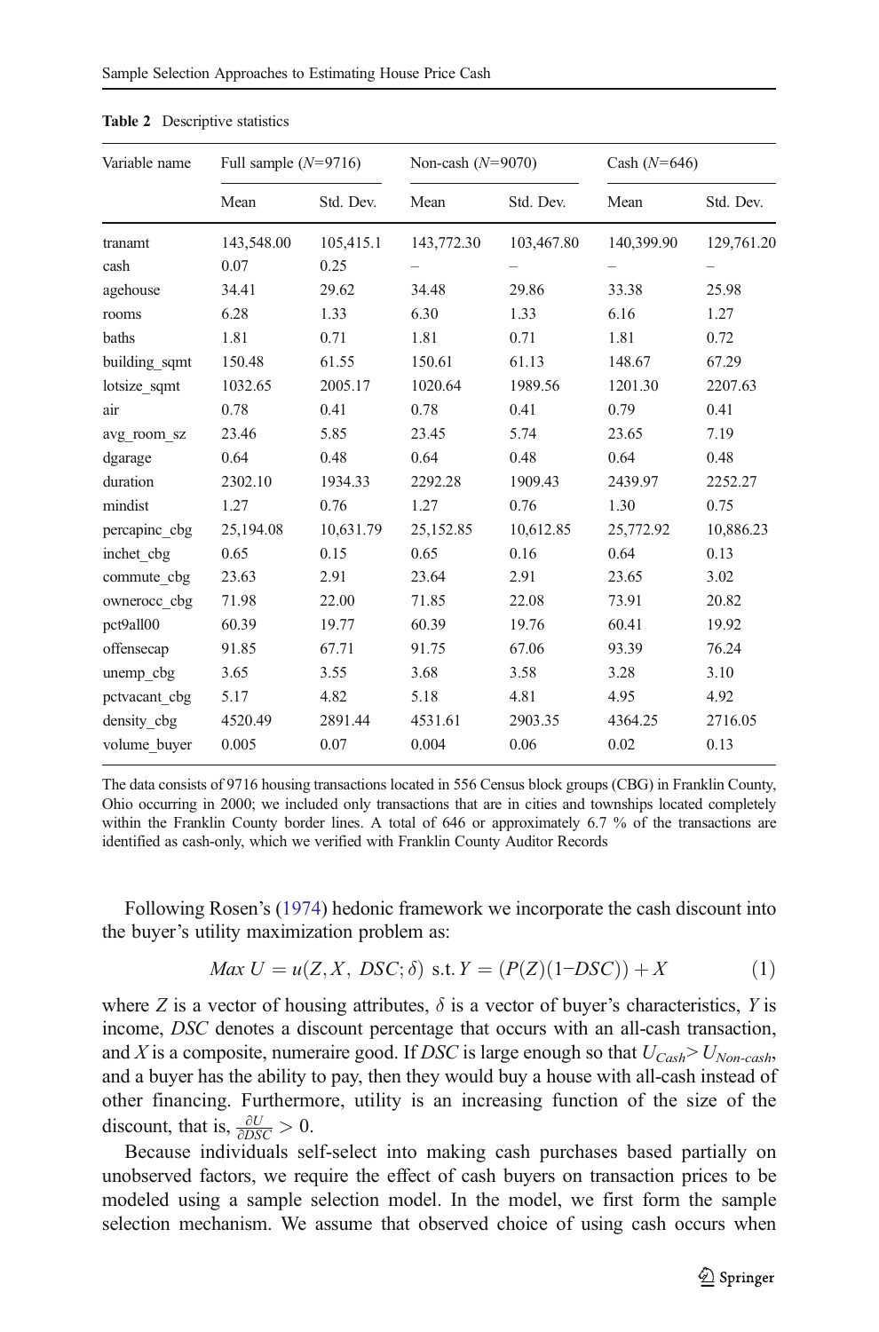**Table 2** Descriptive statistics

| Variable name | Full sample ($N$=9716) | | Non-cash ($N$=9070) | | Cash ($N$=646) | |
|---|---|---|---|---|---|---|
| | Mean | Std. Dev. | Mean | Std. Dev. | Mean | Std. Dev. |
| tranamt | 143,548.00 | 105,415.1 | 143,772.30 | 103,467.80 | 140,399.90 | 129,761.20 |
| cash | 0.07 | 0.25 | – | – | – | – |
| agehouse | 34.41 | 29.62 | 34.48 | 29.86 | 33.38 | 25.98 |
| rooms | 6.28 | 1.33 | 6.30 | 1.33 | 6.16 | 1.27 |
| baths | 1.81 | 0.71 | 1.81 | 0.71 | 1.81 | 0.72 |
| building_sqmt | 150.48 | 61.55 | 150.61 | 61.13 | 148.67 | 67.29 |
| lotsize_sqmt | 1032.65 | 2005.17 | 1020.64 | 1989.56 | 1201.30 | 2207.63 |
| air | 0.78 | 0.41 | 0.78 | 0.41 | 0.79 | 0.41 |
| avg_room_sz | 23.46 | 5.85 | 23.45 | 5.74 | 23.65 | 7.19 |
| dgarage | 0.64 | 0.48 | 0.64 | 0.48 | 0.64 | 0.48 |
| duration | 2302.10 | 1934.33 | 2292.28 | 1909.43 | 2439.97 | 2252.27 |
| mindist | 1.27 | 0.76 | 1.27 | 0.76 | 1.30 | 0.75 |
| percapinc_cbg | 25,194.08 | 10,631.79 | 25,152.85 | 10,612.85 | 25,772.92 | 10,886.23 |
| inchet_cbg | 0.65 | 0.15 | 0.65 | 0.16 | 0.64 | 0.13 |
| commute_cbg | 23.63 | 2.91 | 23.64 | 2.91 | 23.65 | 3.02 |
| ownerocc_cbg | 71.98 | 22.00 | 71.85 | 22.08 | 73.91 | 20.82 |
| pct9all00 | 60.39 | 19.77 | 60.39 | 19.76 | 60.41 | 19.92 |
| offensecap | 91.85 | 67.71 | 91.75 | 67.06 | 93.39 | 76.24 |
| unemp_cbg | 3.65 | 3.55 | 3.68 | 3.58 | 3.28 | 3.10 |
| pctvacant_cbg | 5.17 | 4.82 | 5.18 | 4.81 | 4.95 | 4.92 |
| density_cbg | 4520.49 | 2891.44 | 4531.61 | 2903.35 | 4364.25 | 2716.05 |
| volume_buyer | 0.005 | 0.07 | 0.004 | 0.06 | 0.02 | 0.13 |

The data consists of 9716 housing transactions located in 556 Census block groups (CBG) in Franklin County, Ohio occurring in 2000; we included only transactions that are in cities and townships located completely within the Franklin County border lines. A total of 646 or approximately 6.7 % of the transactions are identified as cash-only, which we verified with Franklin County Auditor Records

Following Rosen's (1974) hedonic framework we incorporate the cash discount into the buyer's utility maximization problem as:

$$Max\ U = u(Z, X,\ DSC; \delta)\ \text{s.t.}\ Y = (P(Z)(1{-}DSC)) + X \tag{1}$$

where $Z$ is a vector of housing attributes, $\delta$ is a vector of buyer's characteristics, $Y$ is income, $DSC$ denotes a discount percentage that occurs with an all-cash transaction, and $X$ is a composite, numeraire good. If $DSC$ is large enough so that $U_{Cash} > U_{Non\text{-}cash}$, and a buyer has the ability to pay, then they would buy a house with all-cash instead of other financing. Furthermore, utility is an increasing function of the size of the discount, that is, $\frac{\partial U}{\partial DSC} > 0$.

Because individuals self-select into making cash purchases based partially on unobserved factors, we require the effect of cash buyers on transaction prices to be modeled using a sample selection model. In the model, we first form the sample selection mechanism. We assume that observed choice of using cash occurs when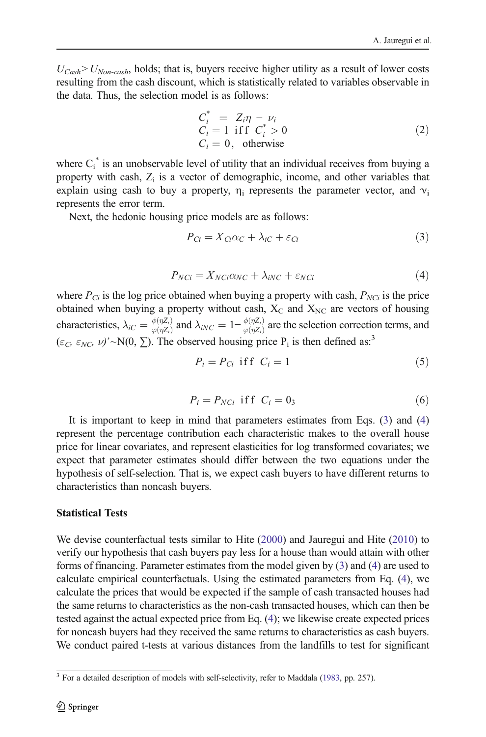$U_{Cash} > U_{Non\text{-}cash}$, holds; that is, buyers receive higher utility as a result of lower costs resulting from the cash discount, which is statistically related to variables observable in the data. Thus, the selection model is as follows:

$$
\begin{aligned}
C_i^* &= Z_i\eta - \nu_i \\
C_i &= 1 \text{ iff } C_i^* > 0 \\
C_i &= 0, \text{ otherwise}
\end{aligned}
\tag{2}
$$

where $C_i^*$ is an unobservable level of utility that an individual receives from buying a property with cash, $Z_i$ is a vector of demographic, income, and other variables that explain using cash to buy a property, $\eta_i$ represents the parameter vector, and $\nu_i$ represents the error term.

Next, the hedonic housing price models are as follows:

$$P_{Ci} = X_{Ci}\alpha_C + \lambda_{iC} + \varepsilon_{Ci} \tag{3}$$

$$P_{NCi} = X_{NCi}\alpha_{NC} + \lambda_{iNC} + \varepsilon_{NCi} \tag{4}$$

where $P_{Ci}$ is the log price obtained when buying a property with cash, $P_{NCi}$ is the price obtained when buying a property without cash, $X_C$ and $X_{NC}$ are vectors of housing characteristics, $\lambda_{iC} = \frac{\phi(\eta Z_i)}{\varphi(\eta Z_i)}$ and $\lambda_{iNC} = 1 - \frac{\phi(\eta Z_i)}{\varphi(\eta Z_i)}$ are the selection correction terms, and $(\varepsilon_C, \varepsilon_{NC}, \nu)' \sim N(0, \sum)$. The observed housing price $P_i$ is then defined as:[3]

$$P_i = P_{Ci} \text{ iff } C_i = 1 \tag{5}$$

$$P_i = P_{NCi} \text{ iff } C_i = 0_3 \tag{6}$$

It is important to keep in mind that parameters estimates from Eqs. (3) and (4) represent the percentage contribution each characteristic makes to the overall house price for linear covariates, and represent elasticities for log transformed covariates; we expect that parameter estimates should differ between the two equations under the hypothesis of self-selection. That is, we expect cash buyers to have different returns to characteristics than noncash buyers.

### Statistical Tests

We devise counterfactual tests similar to Hite (2000) and Jauregui and Hite (2010) to verify our hypothesis that cash buyers pay less for a house than would attain with other forms of financing. Parameter estimates from the model given by (3) and (4) are used to calculate empirical counterfactuals. Using the estimated parameters from Eq. (4), we calculate the prices that would be expected if the sample of cash transacted houses had the same returns to characteristics as the non-cash transacted houses, which can then be tested against the actual expected price from Eq. (4); we likewise create expected prices for noncash buyers had they received the same returns to characteristics as cash buyers. We conduct paired t-tests at various distances from the landfills to test for significant

---

[3] For a detailed description of models with self-selectivity, refer to Maddala (1983, pp. 257).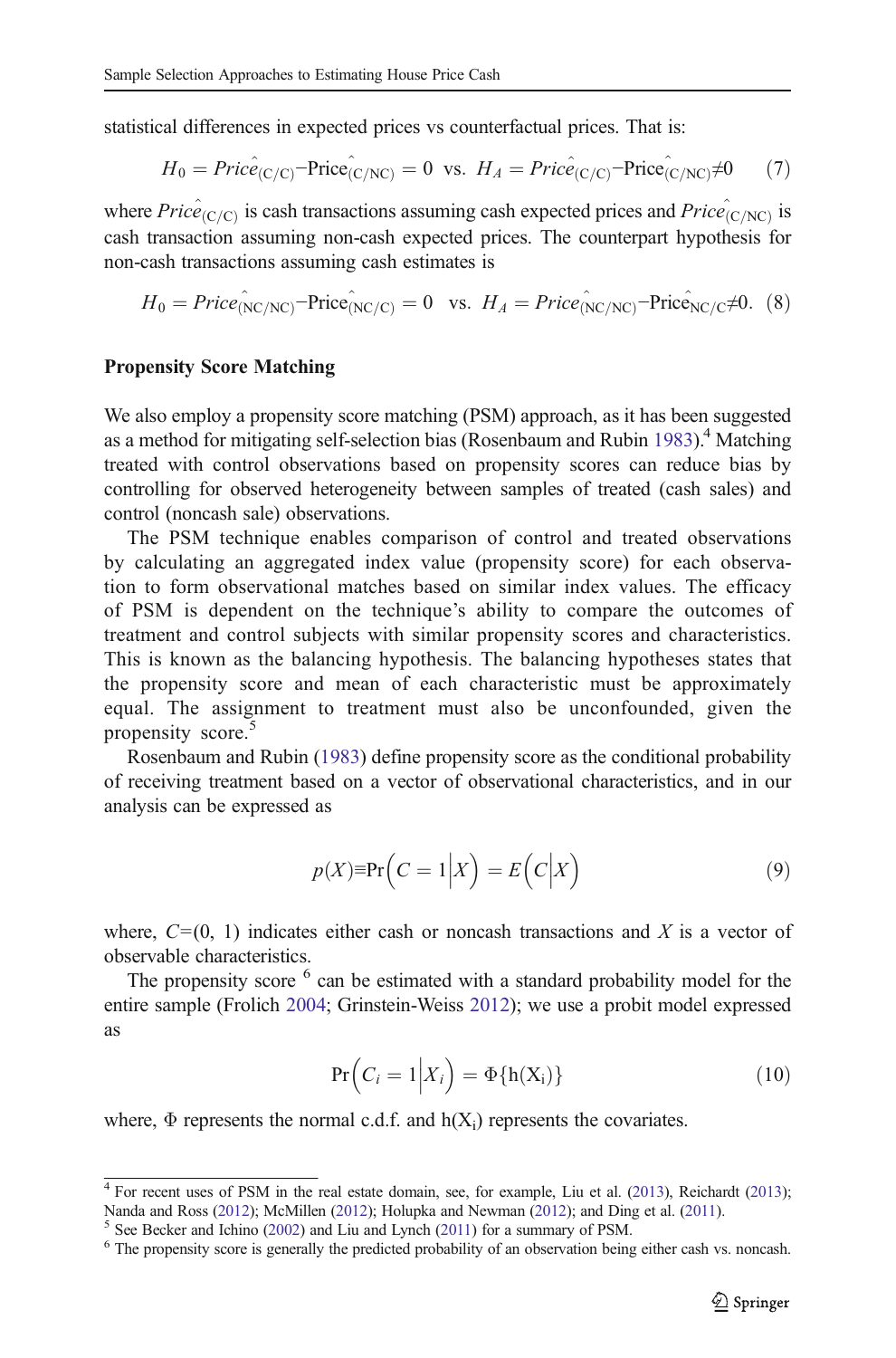statistical differences in expected prices vs counterfactual prices. That is:

$$H_0 = \hat{Price}_{(C/C)} - \hat{Price}_{(C/NC)} = 0 \text{ vs. } H_A = \hat{Price}_{(C/C)} - \hat{Price}_{(C/NC)} \neq 0 \quad (7)$$

where $\hat{Price}_{(C/C)}$ is cash transactions assuming cash expected prices and $\hat{Price}_{(C/NC)}$ is cash transaction assuming non-cash expected prices. The counterpart hypothesis for non-cash transactions assuming cash estimates is

$$H_0 = \hat{Price}_{(NC/NC)} - \hat{Price}_{(NC/C)} = 0 \text{ vs. } H_A = \hat{Price}_{(NC/NC)} - \hat{Price}_{NC/C} \neq 0. \quad (8)$$

### Propensity Score Matching

We also employ a propensity score matching (PSM) approach, as it has been suggested as a method for mitigating self-selection bias (Rosenbaum and Rubin 1983).[4] Matching treated with control observations based on propensity scores can reduce bias by controlling for observed heterogeneity between samples of treated (cash sales) and control (noncash sale) observations.

The PSM technique enables comparison of control and treated observations by calculating an aggregated index value (propensity score) for each observation to form observational matches based on similar index values. The efficacy of PSM is dependent on the technique's ability to compare the outcomes of treatment and control subjects with similar propensity scores and characteristics. This is known as the balancing hypothesis. The balancing hypotheses states that the propensity score and mean of each characteristic must be approximately equal. The assignment to treatment must also be unconfounded, given the propensity score.[5]

Rosenbaum and Rubin (1983) define propensity score as the conditional probability of receiving treatment based on a vector of observational characteristics, and in our analysis can be expressed as

$$p(X) \equiv \Pr\left(C = 1 \middle| X\right) = E\left(C \middle| X\right) \quad (9)$$

where, $C$=(0, 1) indicates either cash or noncash transactions and $X$ is a vector of observable characteristics.

The propensity score [6] can be estimated with a standard probability model for the entire sample (Frolich 2004; Grinstein-Weiss 2012); we use a probit model expressed as

$$\Pr\left(C_i = 1 \middle| X_i\right) = \Phi\{h(X_i)\} \quad (10)$$

where, $\Phi$ represents the normal c.d.f. and $h(X_i)$ represents the covariates.

---

[4] For recent uses of PSM in the real estate domain, see, for example, Liu et al. (2013), Reichardt (2013); Nanda and Ross (2012); McMillen (2012); Holupka and Newman (2012); and Ding et al. (2011).

[5] See Becker and Ichino (2002) and Liu and Lynch (2011) for a summary of PSM.

[6] The propensity score is generally the predicted probability of an observation being either cash vs. noncash.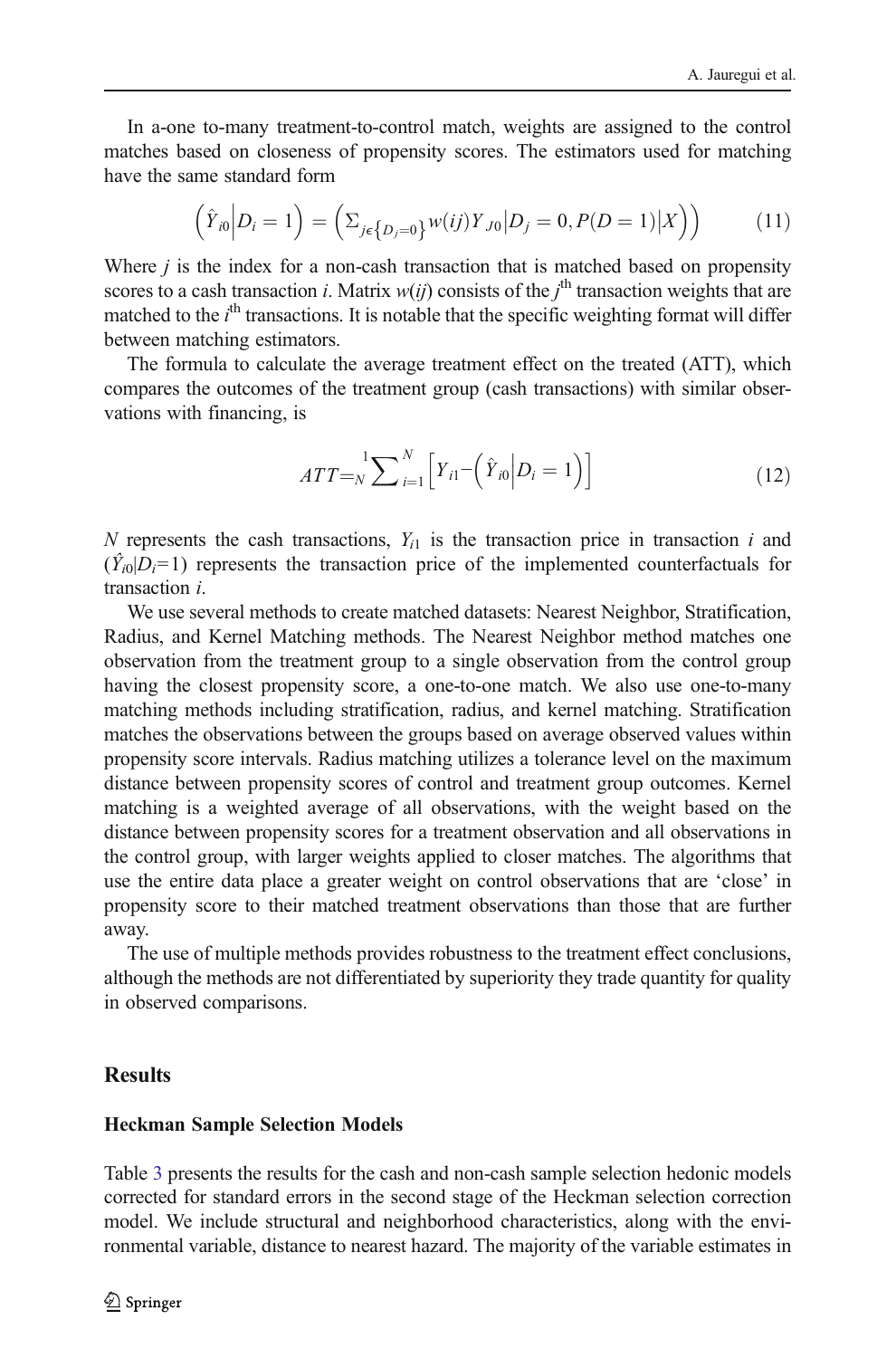In a-one to-many treatment-to-control match, weights are assigned to the control matches based on closeness of propensity scores. The estimators used for matching have the same standard form

$$\left(\hat{Y}_{i0}\middle|D_i = 1\right) = \left(\Sigma_{j\epsilon\{D_j=0\}} w(ij) Y_{J0}\middle|D_j = 0, P(D = 1)\middle|X\right) \tag{11}$$

Where $j$ is the index for a non-cash transaction that is matched based on propensity scores to a cash transaction $i$. Matrix $w(ij)$ consists of the $j^{\text{th}}$ transaction weights that are matched to the $i^{\text{th}}$ transactions. It is notable that the specific weighting format will differ between matching estimators.

The formula to calculate the average treatment effect on the treated (ATT), which compares the outcomes of the treatment group (cash transactions) with similar observations with financing, is

$$ATT = \frac{1}{N}\sum_{i=1}^{N}\left[Y_{i1} - \left(\hat{Y}_{i0}\middle|D_i = 1\right)\right] \tag{12}$$

$N$ represents the cash transactions, $Y_{i1}$ is the transaction price in transaction $i$ and $(\hat{Y}_{i0}|D_i=1)$ represents the transaction price of the implemented counterfactuals for transaction $i$.

We use several methods to create matched datasets: Nearest Neighbor, Stratification, Radius, and Kernel Matching methods. The Nearest Neighbor method matches one observation from the treatment group to a single observation from the control group having the closest propensity score, a one-to-one match. We also use one-to-many matching methods including stratification, radius, and kernel matching. Stratification matches the observations between the groups based on average observed values within propensity score intervals. Radius matching utilizes a tolerance level on the maximum distance between propensity scores of control and treatment group outcomes. Kernel matching is a weighted average of all observations, with the weight based on the distance between propensity scores for a treatment observation and all observations in the control group, with larger weights applied to closer matches. The algorithms that use the entire data place a greater weight on control observations that are 'close' in propensity score to their matched treatment observations than those that are further away.

The use of multiple methods provides robustness to the treatment effect conclusions, although the methods are not differentiated by superiority they trade quantity for quality in observed comparisons.

## Results

### Heckman Sample Selection Models

Table 3 presents the results for the cash and non-cash sample selection hedonic models corrected for standard errors in the second stage of the Heckman selection correction model. We include structural and neighborhood characteristics, along with the environmental variable, distance to nearest hazard. The majority of the variable estimates in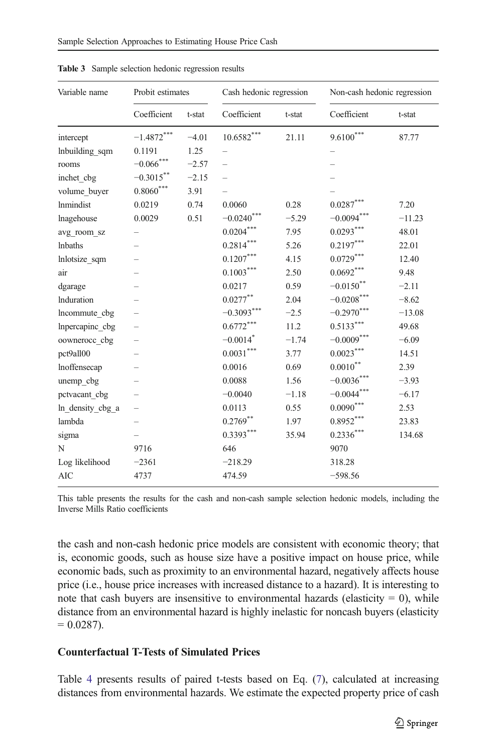**Table 3** Sample selection hedonic regression results

| Variable name | Probit estimates | | Cash hedonic regression | | Non-cash hedonic regression | |
|---|---|---|---|---|---|---|
| | Coefficient | t-stat | Coefficient | t-stat | Coefficient | t-stat |
| intercept | −1.4872*** | −4.01 | 10.6582*** | 21.11 | 9.6100*** | 87.77 |
| lnbuilding_sqm | 0.1191 | 1.25 | – | | – | |
| rooms | −0.066*** | −2.57 | – | | – | |
| inchet_cbg | −0.3015** | −2.15 | – | | – | |
| volume_buyer | 0.8060*** | 3.91 | – | | – | |
| lnmindist | 0.0219 | 0.74 | 0.0060 | 0.28 | 0.0287*** | 7.20 |
| lnagehouse | 0.0029 | 0.51 | −0.0240*** | −5.29 | −0.0094*** | −11.23 |
| avg_room_sz | – | | 0.0204*** | 7.95 | 0.0293*** | 48.01 |
| lnbaths | – | | 0.2814*** | 5.26 | 0.2197*** | 22.01 |
| lnlotsize_sqm | – | | 0.1207*** | 4.15 | 0.0729*** | 12.40 |
| air | – | | 0.1003*** | 2.50 | 0.0692*** | 9.48 |
| dgarage | – | | 0.0217 | 0.59 | −0.0150** | −2.11 |
| lnduration | – | | 0.0277** | 2.04 | −0.0208*** | −8.62 |
| lncommute_cbg | – | | −0.3093*** | −2.5 | −0.2970*** | −13.08 |
| lnpercapinc_cbg | – | | 0.6772*** | 11.2 | 0.5133*** | 49.68 |
| oownerocc_cbg | – | | −0.0014* | −1.74 | −0.0009*** | −6.09 |
| pct9all00 | – | | 0.0031*** | 3.77 | 0.0023*** | 14.51 |
| lnoffensecap | – | | 0.0016 | 0.69 | 0.0010** | 2.39 |
| unemp_cbg | – | | 0.0088 | 1.56 | −0.0036*** | −3.93 |
| pctvacant_cbg | – | | −0.0040 | −1.18 | −0.0044*** | −6.17 |
| ln_density_cbg_a | – | | 0.0113 | 0.55 | 0.0090*** | 2.53 |
| lambda | – | | 0.2769** | 1.97 | 0.8952*** | 23.83 |
| sigma | – | | 0.3393*** | 35.94 | 0.2336*** | 134.68 |
| N | 9716 | | 646 | | 9070 | |
| Log likelihood | −2361 | | −218.29 | | 318.28 | |
| AIC | 4737 | | 474.59 | | −598.56 | |

This table presents the results for the cash and non-cash sample selection hedonic models, including the Inverse Mills Ratio coefficients

the cash and non-cash hedonic price models are consistent with economic theory; that is, economic goods, such as house size have a positive impact on house price, while economic bads, such as proximity to an environmental hazard, negatively affects house price (i.e., house price increases with increased distance to a hazard). It is interesting to note that cash buyers are insensitive to environmental hazards (elasticity = 0), while distance from an environmental hazard is highly inelastic for noncash buyers (elasticity = 0.0287).

### Counterfactual T-Tests of Simulated Prices

Table 4 presents results of paired t-tests based on Eq. (7), calculated at increasing distances from environmental hazards. We estimate the expected property price of cash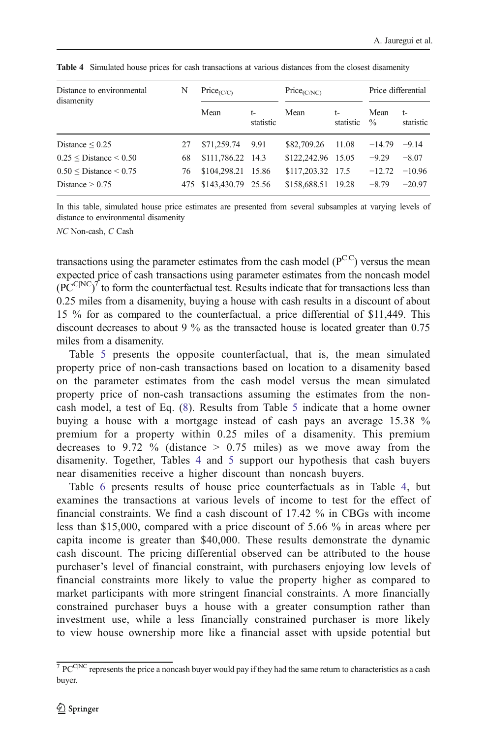**Table 4** Simulated house prices for cash transactions at various distances from the closest disamenity

| Distance to environmental disamenity | N | $Price_{(C/C)}$ | | $Price_{(C/NC)}$ | | Price differential | |
|---|---|---|---|---|---|---|---|
| | | Mean | t-statistic | Mean | t-statistic | Mean % | t-statistic |
| Distance ≤ 0.25 | 27 | $71,259.74 | 9.91 | $82,709.26 | 11.08 | −14.79 | −9.14 |
| 0.25 ≤ Distance < 0.50 | 68 | $111,786.22 | 14.3 | $122,242.96 | 15.05 | −9.29 | −8.07 |
| 0.50 ≤ Distance < 0.75 | 76 | $104,298.21 | 15.86 | $117,203.32 | 17.5 | −12.72 | −10.96 |
| Distance > 0.75 | 475 | $143,430.79 | 25.56 | $158,688.51 | 19.28 | −8.79 | −20.97 |

In this table, simulated house price estimates are presented from several subsamples at varying levels of distance to environmental disamenity

*NC* Non-cash, *C* Cash

transactions using the parameter estimates from the cash model ($P^{C|C}$) versus the mean expected price of cash transactions using parameter estimates from the noncash model ($PC^{C|NC}$)[7] to form the counterfactual test. Results indicate that for transactions less than 0.25 miles from a disamenity, buying a house with cash results in a discount of about 15 % for as compared to the counterfactual, a price differential of $11,449. This discount decreases to about 9 % as the transacted house is located greater than 0.75 miles from a disamenity.

Table 5 presents the opposite counterfactual, that is, the mean simulated property price of non-cash transactions based on location to a disamenity based on the parameter estimates from the cash model versus the mean simulated property price of non-cash transactions assuming the estimates from the non-cash model, a test of Eq. (8). Results from Table 5 indicate that a home owner buying a house with a mortgage instead of cash pays an average 15.38 % premium for a property within 0.25 miles of a disamenity. This premium decreases to 9.72 % (distance > 0.75 miles) as we move away from the disamenity. Together, Tables 4 and 5 support our hypothesis that cash buyers near disamenities receive a higher discount than noncash buyers.

Table 6 presents results of house price counterfactuals as in Table 4, but examines the transactions at various levels of income to test for the effect of financial constraints. We find a cash discount of 17.42 % in CBGs with income less than $15,000, compared with a price discount of 5.66 % in areas where per capita income is greater than $40,000. These results demonstrate the dynamic cash discount. The pricing differential observed can be attributed to the house purchaser's level of financial constraint, with purchasers enjoying low levels of financial constraints more likely to value the property higher as compared to market participants with more stringent financial constraints. A more financially constrained purchaser buys a house with a greater consumption rather than investment use, while a less financially constrained purchaser is more likely to view house ownership more like a financial asset with upside potential but

[7] $PC^{C|NC}$ represents the price a noncash buyer would pay if they had the same return to characteristics as a cash buyer.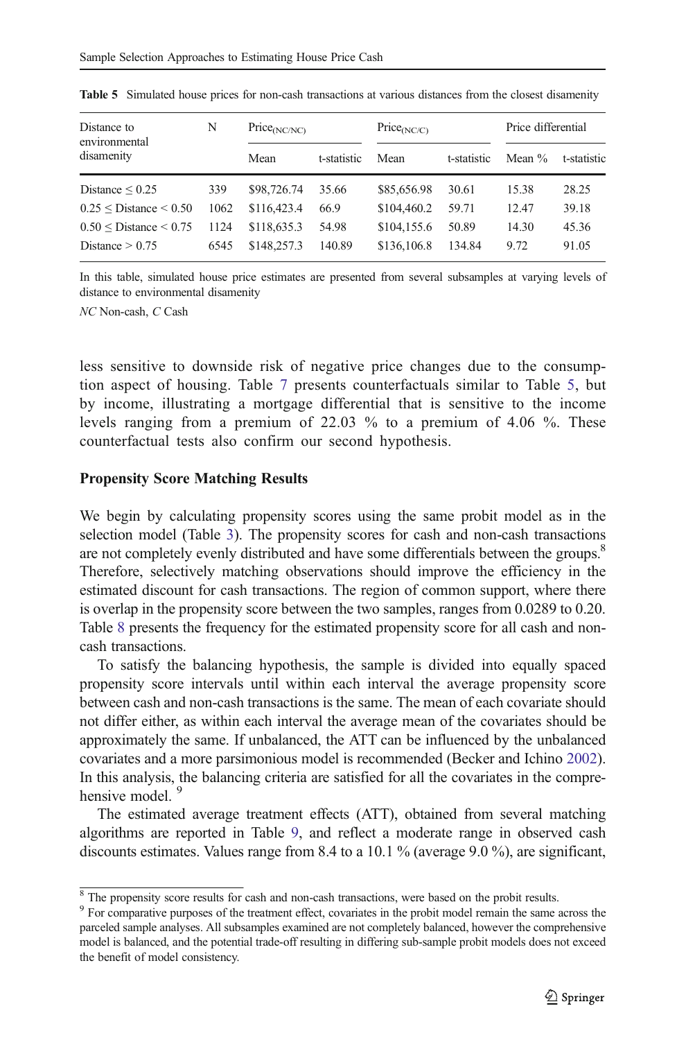**Table 5** Simulated house prices for non-cash transactions at various distances from the closest disamenity

| Distance to environmental disamenity | N | $Price_{(NC/NC)}$ | | $Price_{(NC/C)}$ | | Price differential | |
|---|---|---|---|---|---|---|---|
| | | Mean | t-statistic | Mean | t-statistic | Mean % | t-statistic |
| Distance ≤ 0.25 | 339 | $98,726.74 | 35.66 | $85,656.98 | 30.61 | 15.38 | 28.25 |
| 0.25 ≤ Distance < 0.50 | 1062 | $116,423.4 | 66.9 | $104,460.2 | 59.71 | 12.47 | 39.18 |
| 0.50 ≤ Distance < 0.75 | 1124 | $118,635.3 | 54.98 | $104,155.6 | 50.89 | 14.30 | 45.36 |
| Distance > 0.75 | 6545 | $148,257.3 | 140.89 | $136,106.8 | 134.84 | 9.72 | 91.05 |

In this table, simulated house price estimates are presented from several subsamples at varying levels of distance to environmental disamenity

*NC* Non-cash, *C* Cash

less sensitive to downside risk of negative price changes due to the consumption aspect of housing. Table 7 presents counterfactuals similar to Table 5, but by income, illustrating a mortgage differential that is sensitive to the income levels ranging from a premium of 22.03 % to a premium of 4.06 %. These counterfactual tests also confirm our second hypothesis.

### Propensity Score Matching Results

We begin by calculating propensity scores using the same probit model as in the selection model (Table 3). The propensity scores for cash and non-cash transactions are not completely evenly distributed and have some differentials between the groups.[8] Therefore, selectively matching observations should improve the efficiency in the estimated discount for cash transactions. The region of common support, where there is overlap in the propensity score between the two samples, ranges from 0.0289 to 0.20. Table 8 presents the frequency for the estimated propensity score for all cash and non-cash transactions.

To satisfy the balancing hypothesis, the sample is divided into equally spaced propensity score intervals until within each interval the average propensity score between cash and non-cash transactions is the same. The mean of each covariate should not differ either, as within each interval the average mean of the covariates should be approximately the same. If unbalanced, the ATT can be influenced by the unbalanced covariates and a more parsimonious model is recommended (Becker and Ichino 2002). In this analysis, the balancing criteria are satisfied for all the covariates in the comprehensive model. [9]

The estimated average treatment effects (ATT), obtained from several matching algorithms are reported in Table 9, and reflect a moderate range in observed cash discounts estimates. Values range from 8.4 to a 10.1 % (average 9.0 %), are significant,

[8] The propensity score results for cash and non-cash transactions, were based on the probit results.

[9] For comparative purposes of the treatment effect, covariates in the probit model remain the same across the parceled sample analyses. All subsamples examined are not completely balanced, however the comprehensive model is balanced, and the potential trade-off resulting in differing sub-sample probit models does not exceed the benefit of model consistency.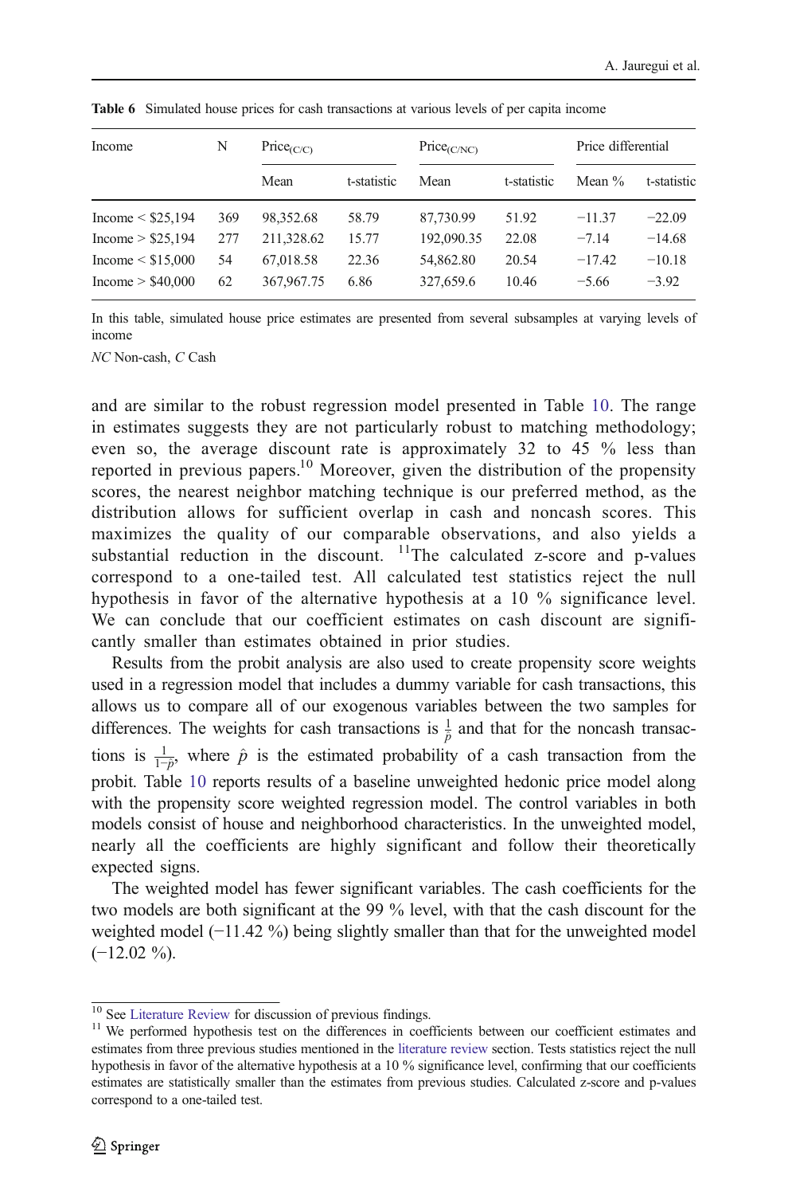**Table 6** Simulated house prices for cash transactions at various levels of per capita income

| Income | N | Price$_{(C/C)}$ | | Price$_{(C/NC)}$ | | Price differential | |
|---|---|---|---|---|---|---|---|
| | | Mean | t-statistic | Mean | t-statistic | Mean % | t-statistic |
| Income < $25,194 | 369 | 98,352.68 | 58.79 | 87,730.99 | 51.92 | −11.37 | −22.09 |
| Income > $25,194 | 277 | 211,328.62 | 15.77 | 192,090.35 | 22.08 | −7.14 | −14.68 |
| Income < $15,000 | 54 | 67,018.58 | 22.36 | 54,862.80 | 20.54 | −17.42 | −10.18 |
| Income > $40,000 | 62 | 367,967.75 | 6.86 | 327,659.6 | 10.46 | −5.66 | −3.92 |

In this table, simulated house price estimates are presented from several subsamples at varying levels of income

*NC* Non-cash, *C* Cash

and are similar to the robust regression model presented in Table 10. The range in estimates suggests they are not particularly robust to matching methodology; even so, the average discount rate is approximately 32 to 45 % less than reported in previous papers.[10] Moreover, given the distribution of the propensity scores, the nearest neighbor matching technique is our preferred method, as the distribution allows for sufficient overlap in cash and noncash scores. This maximizes the quality of our comparable observations, and also yields a substantial reduction in the discount. [11]The calculated z-score and p-values correspond to a one-tailed test. All calculated test statistics reject the null hypothesis in favor of the alternative hypothesis at a 10 % significance level. We can conclude that our coefficient estimates on cash discount are significantly smaller than estimates obtained in prior studies.

Results from the probit analysis are also used to create propensity score weights used in a regression model that includes a dummy variable for cash transactions, this allows us to compare all of our exogenous variables between the two samples for differences. The weights for cash transactions is $\frac{1}{\hat{p}}$ and that for the noncash transactions is $\frac{1}{1-\hat{p}}$, where $\hat{p}$ is the estimated probability of a cash transaction from the probit. Table 10 reports results of a baseline unweighted hedonic price model along with the propensity score weighted regression model. The control variables in both models consist of house and neighborhood characteristics. In the unweighted model, nearly all the coefficients are highly significant and follow their theoretically expected signs.

The weighted model has fewer significant variables. The cash coefficients for the two models are both significant at the 99 % level, with that the cash discount for the weighted model (−11.42 %) being slightly smaller than that for the unweighted model (−12.02 %).

[10] See Literature Review for discussion of previous findings.

[11] We performed hypothesis test on the differences in coefficients between our coefficient estimates and estimates from three previous studies mentioned in the literature review section. Tests statistics reject the null hypothesis in favor of the alternative hypothesis at a 10 % significance level, confirming that our coefficients estimates are statistically smaller than the estimates from previous studies. Calculated z-score and p-values correspond to a one-tailed test.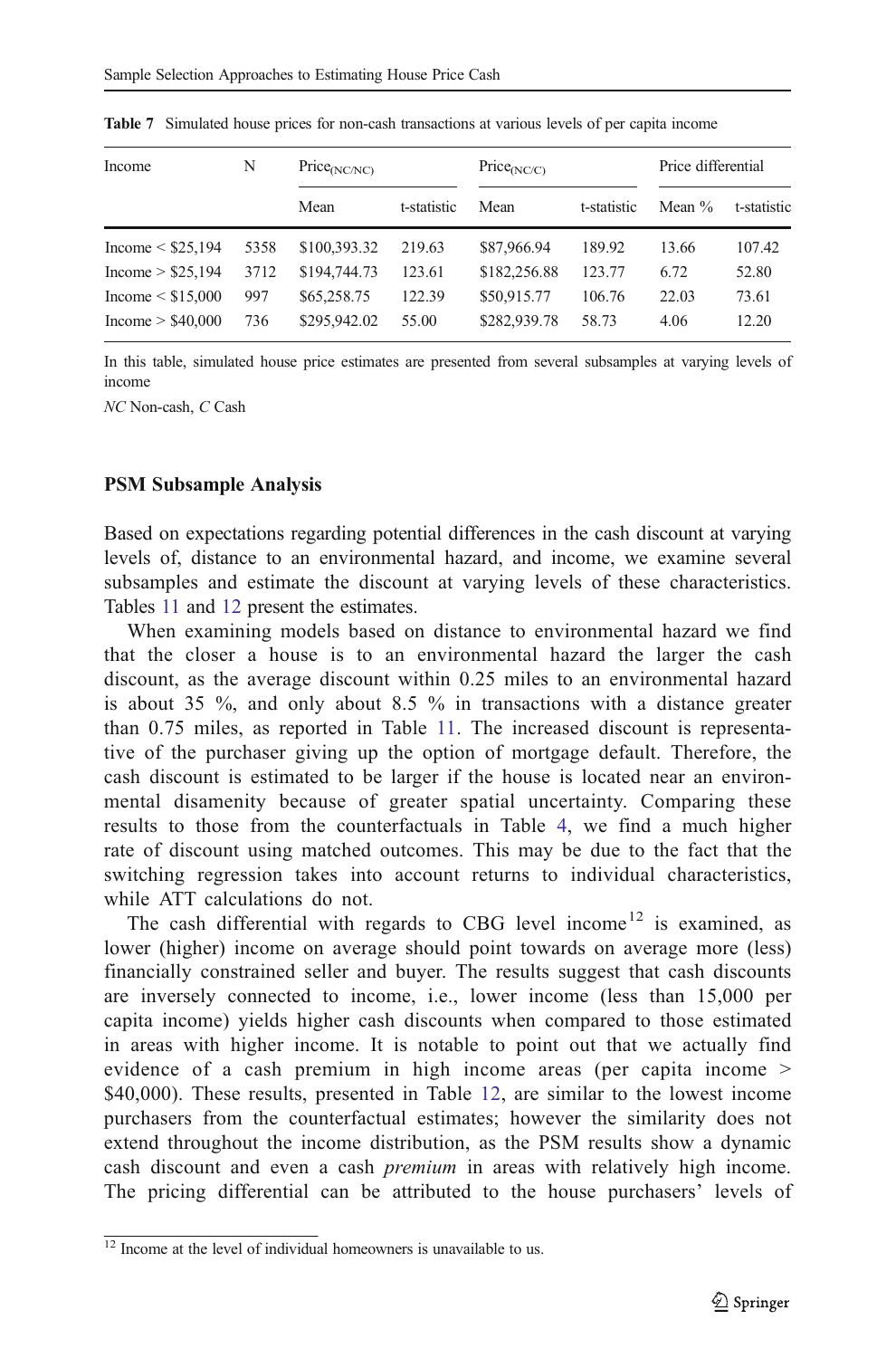**Table 7** Simulated house prices for non-cash transactions at various levels of per capita income

| Income | N | Price$_{(NC/NC)}$ | | Price$_{(NC/C)}$ | | Price differential | |
|---|---|---|---|---|---|---|---|
| | | Mean | t-statistic | Mean | t-statistic | Mean % | t-statistic |
| Income < $25,194 | 5358 | $100,393.32 | 219.63 | $87,966.94 | 189.92 | 13.66 | 107.42 |
| Income > $25,194 | 3712 | $194,744.73 | 123.61 | $182,256.88 | 123.77 | 6.72 | 52.80 |
| Income < $15,000 | 997 | $65,258.75 | 122.39 | $50,915.77 | 106.76 | 22.03 | 73.61 |
| Income > $40,000 | 736 | $295,942.02 | 55.00 | $282,939.78 | 58.73 | 4.06 | 12.20 |

In this table, simulated house price estimates are presented from several subsamples at varying levels of income

*NC* Non-cash, *C* Cash

### PSM Subsample Analysis

Based on expectations regarding potential differences in the cash discount at varying levels of, distance to an environmental hazard, and income, we examine several subsamples and estimate the discount at varying levels of these characteristics. Tables 11 and 12 present the estimates.

When examining models based on distance to environmental hazard we find that the closer a house is to an environmental hazard the larger the cash discount, as the average discount within 0.25 miles to an environmental hazard is about 35 %, and only about 8.5 % in transactions with a distance greater than 0.75 miles, as reported in Table 11. The increased discount is representative of the purchaser giving up the option of mortgage default. Therefore, the cash discount is estimated to be larger if the house is located near an environmental disamenity because of greater spatial uncertainty. Comparing these results to those from the counterfactuals in Table 4, we find a much higher rate of discount using matched outcomes. This may be due to the fact that the switching regression takes into account returns to individual characteristics, while ATT calculations do not.

The cash differential with regards to CBG level income[12] is examined, as lower (higher) income on average should point towards on average more (less) financially constrained seller and buyer. The results suggest that cash discounts are inversely connected to income, i.e., lower income (less than 15,000 per capita income) yields higher cash discounts when compared to those estimated in areas with higher income. It is notable to point out that we actually find evidence of a cash premium in high income areas (per capita income > $40,000). These results, presented in Table 12, are similar to the lowest income purchasers from the counterfactual estimates; however the similarity does not extend throughout the income distribution, as the PSM results show a dynamic cash discount and even a cash *premium* in areas with relatively high income. The pricing differential can be attributed to the house purchasers' levels of

[12] Income at the level of individual homeowners is unavailable to us.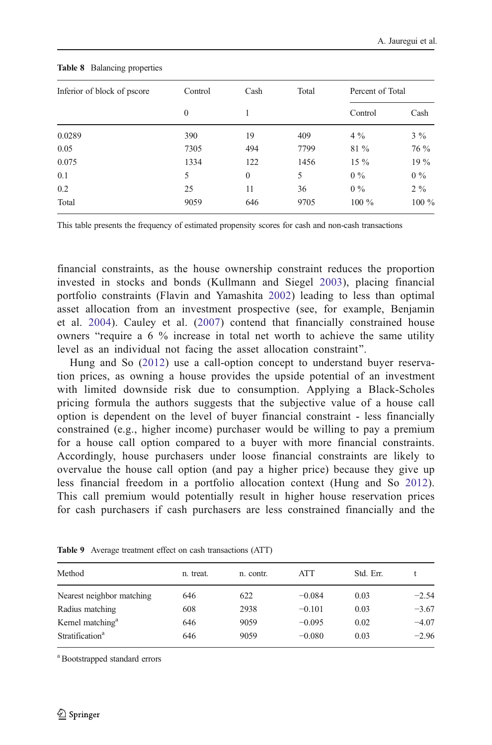**Table 8** Balancing properties

| Inferior of block of pscore | Control | Cash | Total | Percent of Total | |
|---|---|---|---|---|---|
| | 0 | 1 | | Control | Cash |
| 0.0289 | 390 | 19 | 409 | 4 % | 3 % |
| 0.05 | 7305 | 494 | 7799 | 81 % | 76 % |
| 0.075 | 1334 | 122 | 1456 | 15 % | 19 % |
| 0.1 | 5 | 0 | 5 | 0 % | 0 % |
| 0.2 | 25 | 11 | 36 | 0 % | 2 % |
| Total | 9059 | 646 | 9705 | 100 % | 100 % |

This table presents the frequency of estimated propensity scores for cash and non-cash transactions

financial constraints, as the house ownership constraint reduces the proportion invested in stocks and bonds (Kullmann and Siegel 2003), placing financial portfolio constraints (Flavin and Yamashita 2002) leading to less than optimal asset allocation from an investment prospective (see, for example, Benjamin et al. 2004). Cauley et al. (2007) contend that financially constrained house owners "require a 6 % increase in total net worth to achieve the same utility level as an individual not facing the asset allocation constraint".

Hung and So (2012) use a call-option concept to understand buyer reservation prices, as owning a house provides the upside potential of an investment with limited downside risk due to consumption. Applying a Black-Scholes pricing formula the authors suggests that the subjective value of a house call option is dependent on the level of buyer financial constraint - less financially constrained (e.g., higher income) purchaser would be willing to pay a premium for a house call option compared to a buyer with more financial constraints. Accordingly, house purchasers under loose financial constraints are likely to overvalue the house call option (and pay a higher price) because they give up less financial freedom in a portfolio allocation context (Hung and So 2012). This call premium would potentially result in higher house reservation prices for cash purchasers if cash purchasers are less constrained financially and the

**Table 9** Average treatment effect on cash transactions (ATT)

| Method | n. treat. | n. contr. | ATT | Std. Err. | t |
|---|---|---|---|---|---|
| Nearest neighbor matching | 646 | 622 | −0.084 | 0.03 | −2.54 |
| Radius matching | 608 | 2938 | −0.101 | 0.03 | −3.67 |
| Kernel matching[a] | 646 | 9059 | −0.095 | 0.02 | −4.07 |
| Stratification[a] | 646 | 9059 | −0.080 | 0.03 | −2.96 |

[a] Bootstrapped standard errors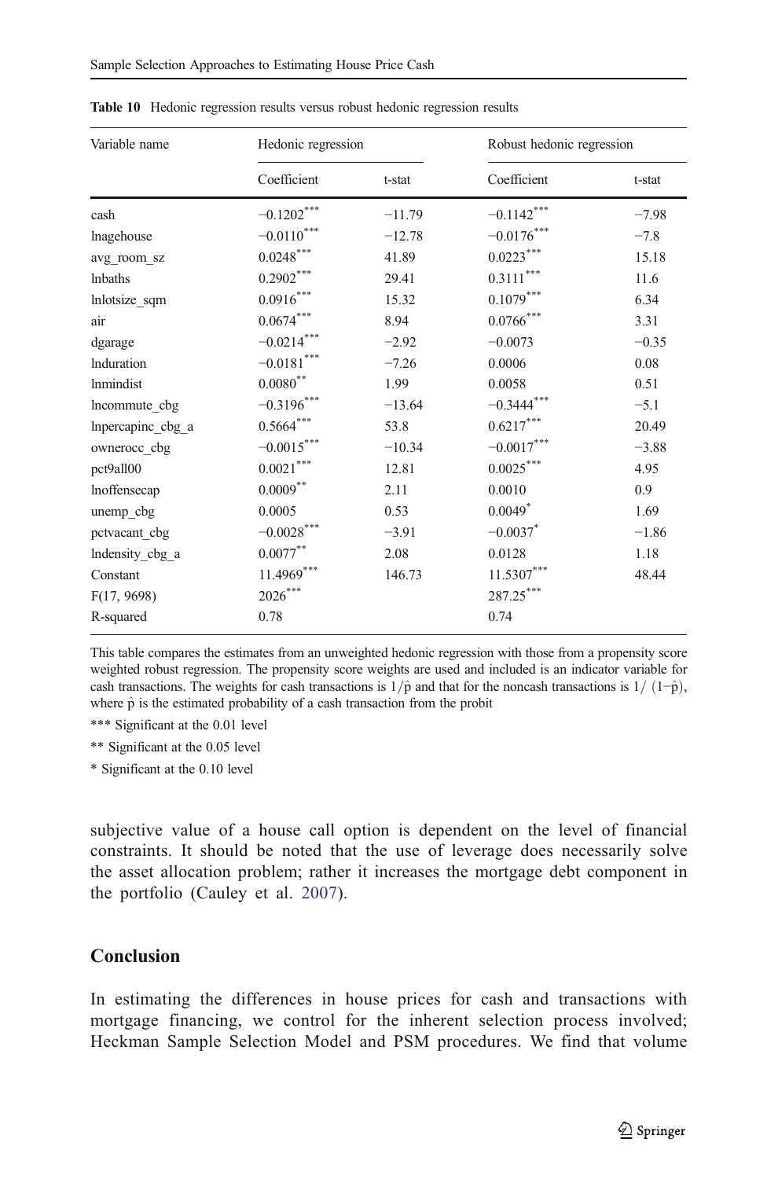**Table 10** Hedonic regression results versus robust hedonic regression results

| Variable name | Hedonic regression | | Robust hedonic regression | |
|---|---|---|---|---|
| | Coefficient | t-stat | Coefficient | t-stat |
| cash | −0.1202*** | −11.79 | −0.1142*** | −7.98 |
| lnagehouse | −0.0110*** | −12.78 | −0.0176*** | −7.8 |
| avg_room_sz | 0.0248*** | 41.89 | 0.0223*** | 15.18 |
| lnbaths | 0.2902*** | 29.41 | 0.3111*** | 11.6 |
| lnlotsize_sqm | 0.0916*** | 15.32 | 0.1079*** | 6.34 |
| air | 0.0674*** | 8.94 | 0.0766*** | 3.31 |
| dgarage | −0.0214*** | −2.92 | −0.0073 | −0.35 |
| lnduration | −0.0181*** | −7.26 | 0.0006 | 0.08 |
| lnmindist | 0.0080** | 1.99 | 0.0058 | 0.51 |
| lncommute_cbg | −0.3196*** | −13.64 | −0.3444*** | −5.1 |
| lnpercapinc_cbg_a | 0.5664*** | 53.8 | 0.6217*** | 20.49 |
| ownerocc_cbg | −0.0015*** | −10.34 | −0.0017*** | −3.88 |
| pct9all00 | 0.0021*** | 12.81 | 0.0025*** | 4.95 |
| lnoffensecap | 0.0009** | 2.11 | 0.0010 | 0.9 |
| unemp_cbg | 0.0005 | 0.53 | 0.0049* | 1.69 |
| pctvacant_cbg | −0.0028*** | −3.91 | −0.0037* | −1.86 |
| lndensity_cbg_a | 0.0077** | 2.08 | 0.0128 | 1.18 |
| Constant | 11.4969*** | 146.73 | 11.5307*** | 48.44 |
| F(17, 9698) | 2026*** | | 287.25*** | |
| R-squared | 0.78 | | 0.74 | |

This table compares the estimates from an unweighted hedonic regression with those from a propensity score weighted robust regression. The propensity score weights are used and included is an indicator variable for cash transactions. The weights for cash transactions is $1/\hat{p}$ and that for the noncash transactions is $1/(1-\hat{p})$, where $\hat{p}$ is the estimated probability of a cash transaction from the probit

*** Significant at the 0.01 level

** Significant at the 0.05 level

* Significant at the 0.10 level

subjective value of a house call option is dependent on the level of financial constraints. It should be noted that the use of leverage does necessarily solve the asset allocation problem; rather it increases the mortgage debt component in the portfolio (Cauley et al. 2007).

## Conclusion

In estimating the differences in house prices for cash and transactions with mortgage financing, we control for the inherent selection process involved; Heckman Sample Selection Model and PSM procedures. We find that volume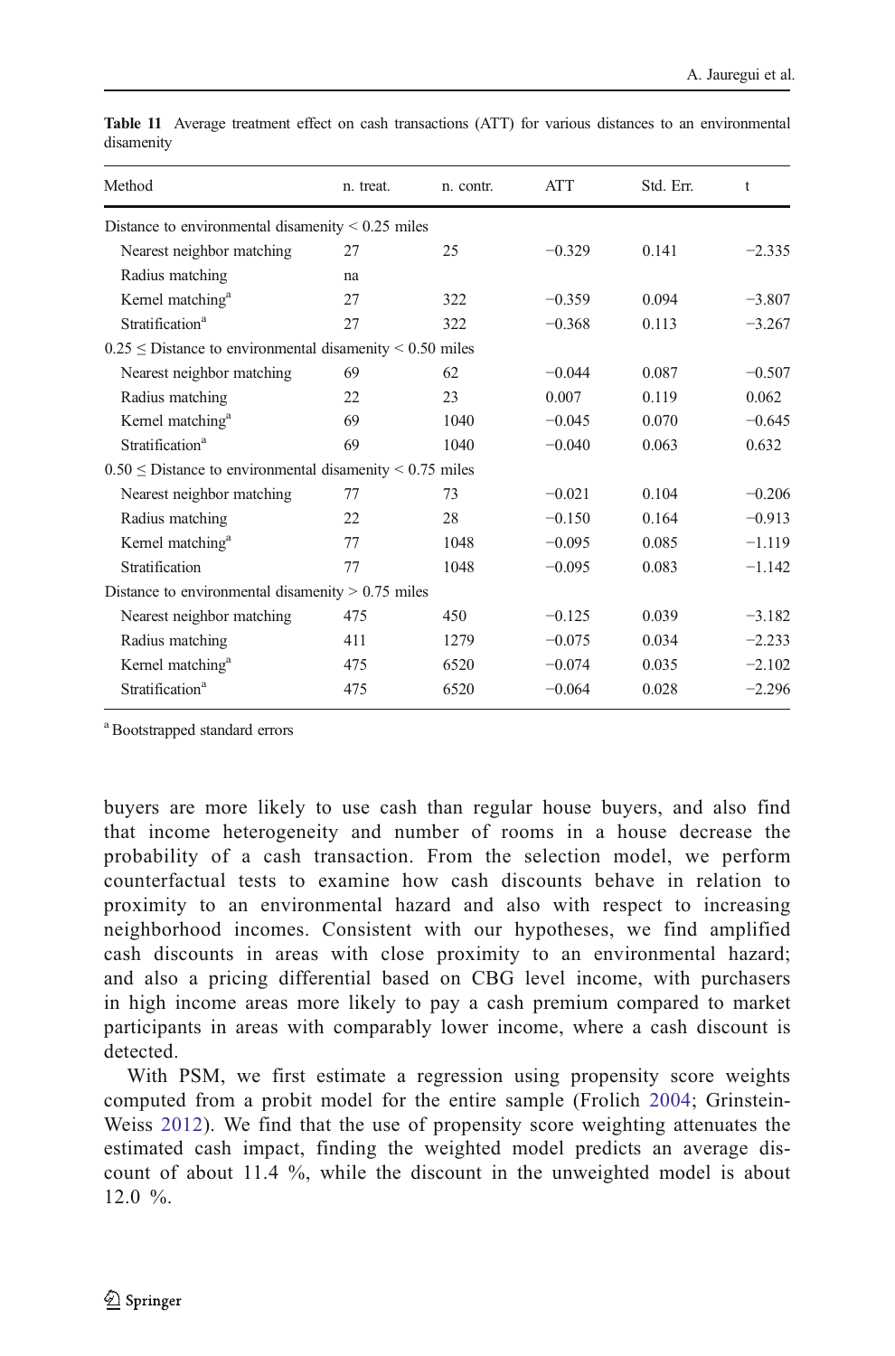**Table 11** Average treatment effect on cash transactions (ATT) for various distances to an environmental disamenity

| Method | n. treat. | n. contr. | ATT | Std. Err. | t |
|---|---|---|---|---|---|
| Distance to environmental disamenity < 0.25 miles | | | | | |
| Nearest neighbor matching | 27 | 25 | −0.329 | 0.141 | −2.335 |
| Radius matching | na | | | | |
| Kernel matching[a] | 27 | 322 | −0.359 | 0.094 | −3.807 |
| Stratification[a] | 27 | 322 | −0.368 | 0.113 | −3.267 |
| 0.25 ≤ Distance to environmental disamenity < 0.50 miles | | | | | |
| Nearest neighbor matching | 69 | 62 | −0.044 | 0.087 | −0.507 |
| Radius matching | 22 | 23 | 0.007 | 0.119 | 0.062 |
| Kernel matching[a] | 69 | 1040 | −0.045 | 0.070 | −0.645 |
| Stratification[a] | 69 | 1040 | −0.040 | 0.063 | 0.632 |
| 0.50 ≤ Distance to environmental disamenity < 0.75 miles | | | | | |
| Nearest neighbor matching | 77 | 73 | −0.021 | 0.104 | −0.206 |
| Radius matching | 22 | 28 | −0.150 | 0.164 | −0.913 |
| Kernel matching[a] | 77 | 1048 | −0.095 | 0.085 | −1.119 |
| Stratification | 77 | 1048 | −0.095 | 0.083 | −1.142 |
| Distance to environmental disamenity > 0.75 miles | | | | | |
| Nearest neighbor matching | 475 | 450 | −0.125 | 0.039 | −3.182 |
| Radius matching | 411 | 1279 | −0.075 | 0.034 | −2.233 |
| Kernel matching[a] | 475 | 6520 | −0.074 | 0.035 | −2.102 |
| Stratification[a] | 475 | 6520 | −0.064 | 0.028 | −2.296 |

[a] Bootstrapped standard errors

buyers are more likely to use cash than regular house buyers, and also find that income heterogeneity and number of rooms in a house decrease the probability of a cash transaction. From the selection model, we perform counterfactual tests to examine how cash discounts behave in relation to proximity to an environmental hazard and also with respect to increasing neighborhood incomes. Consistent with our hypotheses, we find amplified cash discounts in areas with close proximity to an environmental hazard; and also a pricing differential based on CBG level income, with purchasers in high income areas more likely to pay a cash premium compared to market participants in areas with comparably lower income, where a cash discount is detected.

With PSM, we first estimate a regression using propensity score weights computed from a probit model for the entire sample (Frolich 2004; Grinstein-Weiss 2012). We find that the use of propensity score weighting attenuates the estimated cash impact, finding the weighted model predicts an average discount of about 11.4 %, while the discount in the unweighted model is about 12.0 %.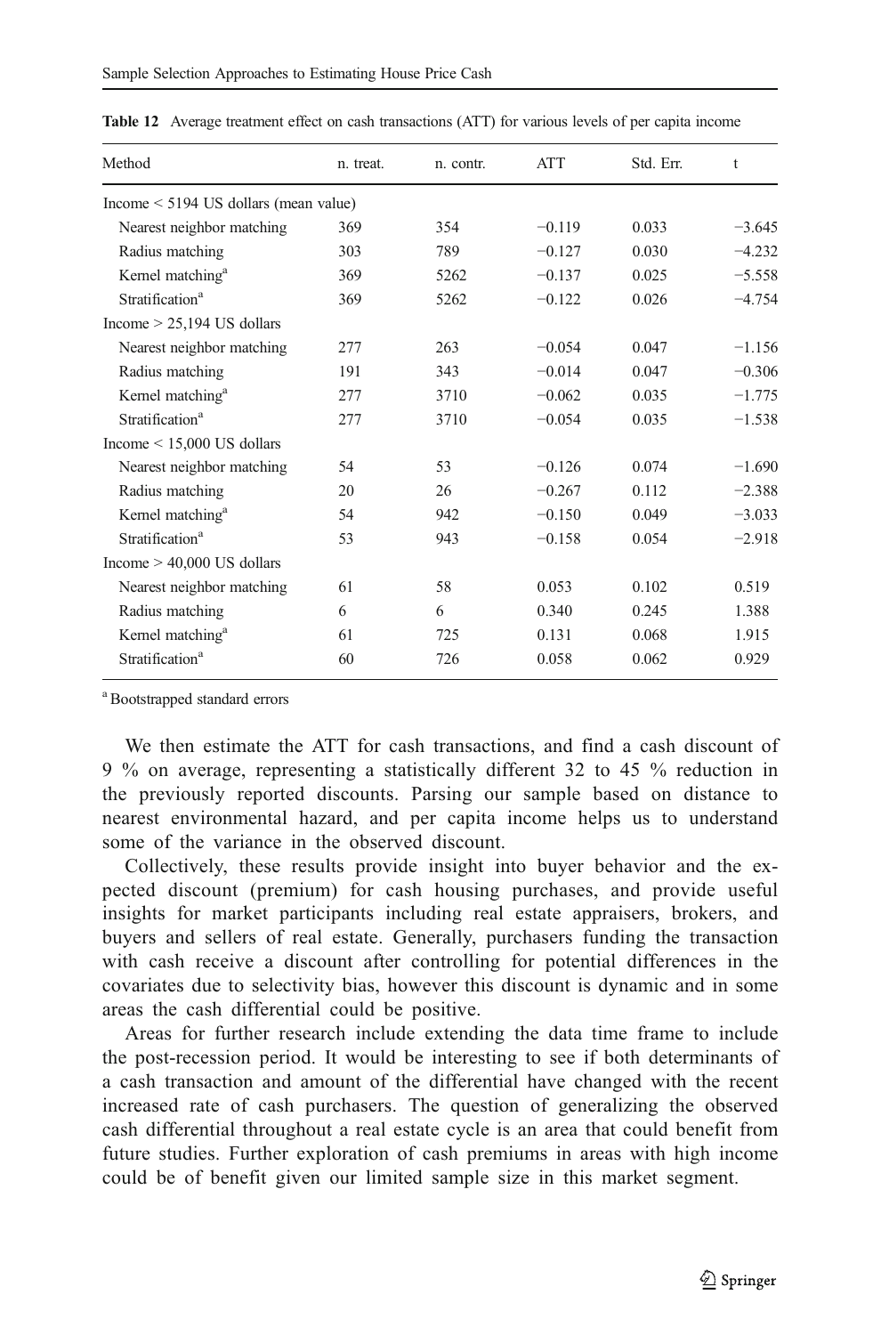**Table 12** Average treatment effect on cash transactions (ATT) for various levels of per capita income

| Method | n. treat. | n. contr. | ATT | Std. Err. | t |
|---|---|---|---|---|---|
| Income < 5194 US dollars (mean value) | | | | | |
| Nearest neighbor matching | 369 | 354 | −0.119 | 0.033 | −3.645 |
| Radius matching | 303 | 789 | −0.127 | 0.030 | −4.232 |
| Kernel matching[a] | 369 | 5262 | −0.137 | 0.025 | −5.558 |
| Stratification[a] | 369 | 5262 | −0.122 | 0.026 | −4.754 |
| Income > 25,194 US dollars | | | | | |
| Nearest neighbor matching | 277 | 263 | −0.054 | 0.047 | −1.156 |
| Radius matching | 191 | 343 | −0.014 | 0.047 | −0.306 |
| Kernel matching[a] | 277 | 3710 | −0.062 | 0.035 | −1.775 |
| Stratification[a] | 277 | 3710 | −0.054 | 0.035 | −1.538 |
| Income < 15,000 US dollars | | | | | |
| Nearest neighbor matching | 54 | 53 | −0.126 | 0.074 | −1.690 |
| Radius matching | 20 | 26 | −0.267 | 0.112 | −2.388 |
| Kernel matching[a] | 54 | 942 | −0.150 | 0.049 | −3.033 |
| Stratification[a] | 53 | 943 | −0.158 | 0.054 | −2.918 |
| Income > 40,000 US dollars | | | | | |
| Nearest neighbor matching | 61 | 58 | 0.053 | 0.102 | 0.519 |
| Radius matching | 6 | 6 | 0.340 | 0.245 | 1.388 |
| Kernel matching[a] | 61 | 725 | 0.131 | 0.068 | 1.915 |
| Stratification[a] | 60 | 726 | 0.058 | 0.062 | 0.929 |

[a] Bootstrapped standard errors

We then estimate the ATT for cash transactions, and find a cash discount of 9 % on average, representing a statistically different 32 to 45 % reduction in the previously reported discounts. Parsing our sample based on distance to nearest environmental hazard, and per capita income helps us to understand some of the variance in the observed discount.

Collectively, these results provide insight into buyer behavior and the expected discount (premium) for cash housing purchases, and provide useful insights for market participants including real estate appraisers, brokers, and buyers and sellers of real estate. Generally, purchasers funding the transaction with cash receive a discount after controlling for potential differences in the covariates due to selectivity bias, however this discount is dynamic and in some areas the cash differential could be positive.

Areas for further research include extending the data time frame to include the post-recession period. It would be interesting to see if both determinants of a cash transaction and amount of the differential have changed with the recent increased rate of cash purchasers. The question of generalizing the observed cash differential throughout a real estate cycle is an area that could benefit from future studies. Further exploration of cash premiums in areas with high income could be of benefit given our limited sample size in this market segment.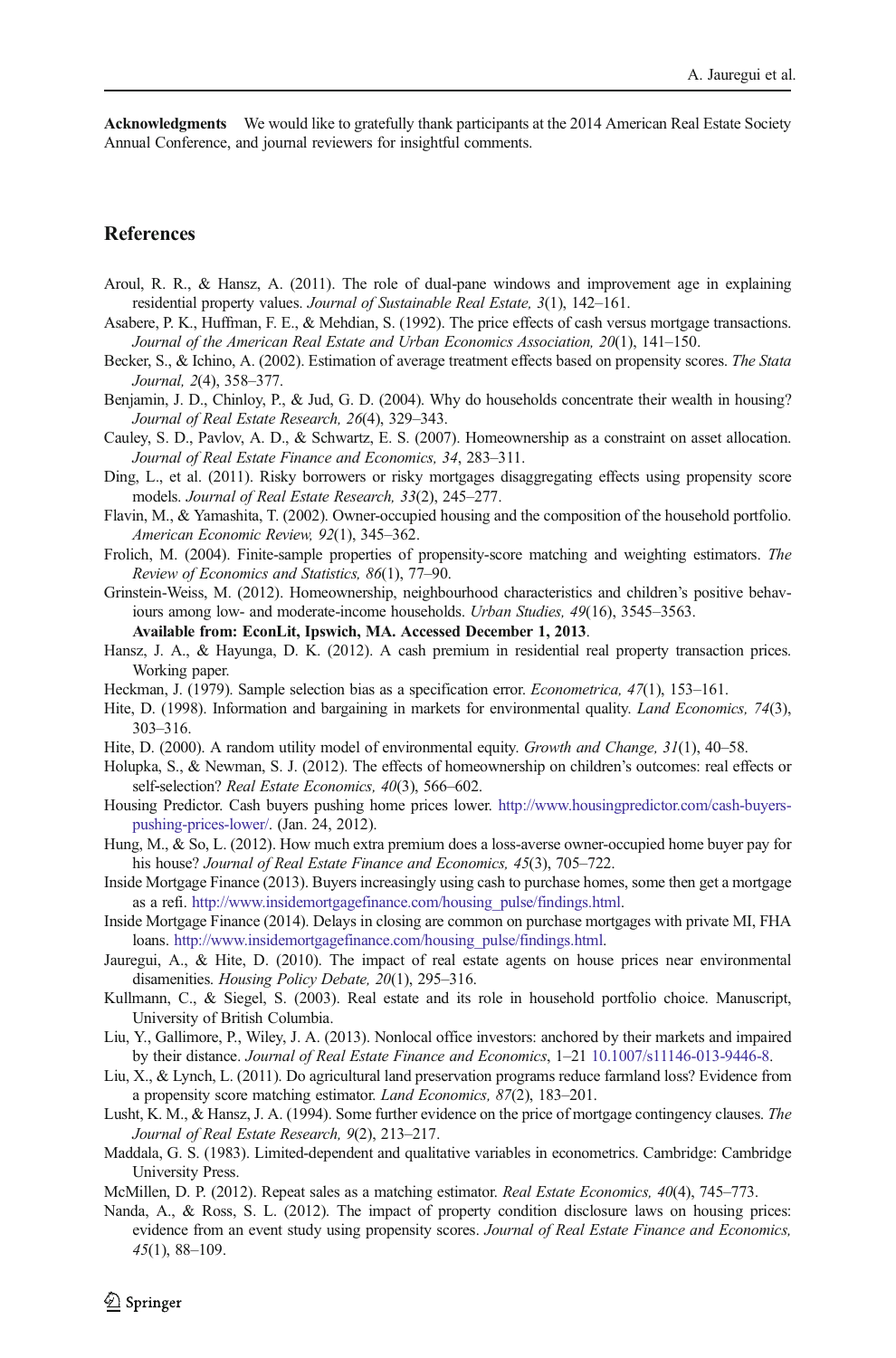**Acknowledgments** We would like to gratefully thank participants at the 2014 American Real Estate Society Annual Conference, and journal reviewers for insightful comments.

## References

Aroul, R. R., & Hansz, A. (2011). The role of dual-pane windows and improvement age in explaining residential property values. *Journal of Sustainable Real Estate, 3*(1), 142–161.

Asabere, P. K., Huffman, F. E., & Mehdian, S. (1992). The price effects of cash versus mortgage transactions. *Journal of the American Real Estate and Urban Economics Association, 20*(1), 141–150.

Becker, S., & Ichino, A. (2002). Estimation of average treatment effects based on propensity scores. *The Stata Journal, 2*(4), 358–377.

Benjamin, J. D., Chinloy, P., & Jud, G. D. (2004). Why do households concentrate their wealth in housing? *Journal of Real Estate Research, 26*(4), 329–343.

Cauley, S. D., Pavlov, A. D., & Schwartz, E. S. (2007). Homeownership as a constraint on asset allocation. *Journal of Real Estate Finance and Economics, 34*, 283–311.

Ding, L., et al. (2011). Risky borrowers or risky mortgages disaggregating effects using propensity score models. *Journal of Real Estate Research, 33*(2), 245–277.

Flavin, M., & Yamashita, T. (2002). Owner-occupied housing and the composition of the household portfolio. *American Economic Review, 92*(1), 345–362.

Frolich, M. (2004). Finite-sample properties of propensity-score matching and weighting estimators. *The Review of Economics and Statistics, 86*(1), 77–90.

Grinstein-Weiss, M. (2012). Homeownership, neighbourhood characteristics and children's positive behaviours among low- and moderate-income households. *Urban Studies, 49*(16), 3545–3563. **Available from: EconLit, Ipswich, MA. Accessed December 1, 2013**.

Hansz, J. A., & Hayunga, D. K. (2012). A cash premium in residential real property transaction prices. Working paper.

Heckman, J. (1979). Sample selection bias as a specification error. *Econometrica, 47*(1), 153–161.

Hite, D. (1998). Information and bargaining in markets for environmental quality. *Land Economics, 74*(3), 303–316.

Hite, D. (2000). A random utility model of environmental equity. *Growth and Change, 31*(1), 40–58.

Holupka, S., & Newman, S. J. (2012). The effects of homeownership on children's outcomes: real effects or self-selection? *Real Estate Economics, 40*(3), 566–602.

Housing Predictor. Cash buyers pushing home prices lower. http://www.housingpredictor.com/cash-buyers-pushing-prices-lower/. (Jan. 24, 2012).

Hung, M., & So, L. (2012). How much extra premium does a loss-averse owner-occupied home buyer pay for his house? *Journal of Real Estate Finance and Economics, 45*(3), 705–722.

Inside Mortgage Finance (2013). Buyers increasingly using cash to purchase homes, some then get a mortgage as a refi. http://www.insidemortgagefinance.com/housing_pulse/findings.html.

Inside Mortgage Finance (2014). Delays in closing are common on purchase mortgages with private MI, FHA loans. http://www.insidemortgagefinance.com/housing_pulse/findings.html.

Jauregui, A., & Hite, D. (2010). The impact of real estate agents on house prices near environmental disamenities. *Housing Policy Debate, 20*(1), 295–316.

Kullmann, C., & Siegel, S. (2003). Real estate and its role in household portfolio choice. Manuscript, University of British Columbia.

Liu, Y., Gallimore, P., Wiley, J. A. (2013). Nonlocal office investors: anchored by their markets and impaired by their distance. *Journal of Real Estate Finance and Economics*, 1–21 10.1007/s11146-013-9446-8.

Liu, X., & Lynch, L. (2011). Do agricultural land preservation programs reduce farmland loss? Evidence from a propensity score matching estimator. *Land Economics, 87*(2), 183–201.

Lusht, K. M., & Hansz, J. A. (1994). Some further evidence on the price of mortgage contingency clauses. *The Journal of Real Estate Research, 9*(2), 213–217.

Maddala, G. S. (1983). Limited-dependent and qualitative variables in econometrics. Cambridge: Cambridge University Press.

McMillen, D. P. (2012). Repeat sales as a matching estimator. *Real Estate Economics, 40*(4), 745–773.

Nanda, A., & Ross, S. L. (2012). The impact of property condition disclosure laws on housing prices: evidence from an event study using propensity scores. *Journal of Real Estate Finance and Economics, 45*(1), 88–109.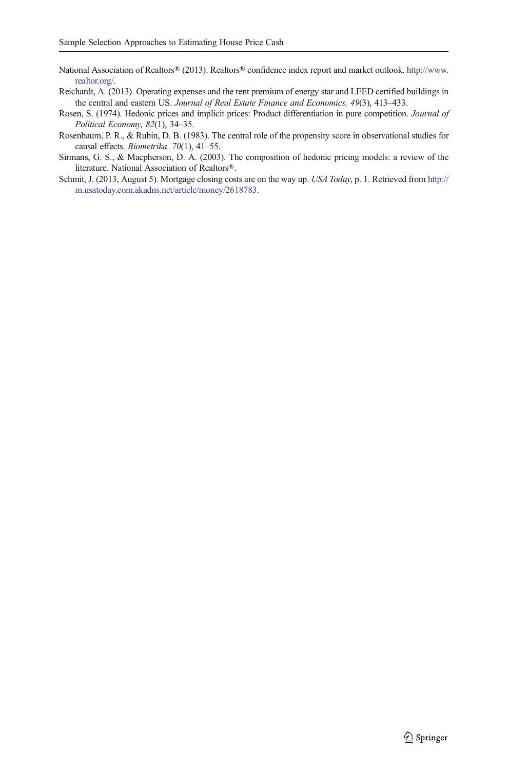National Association of Realtors® (2013). Realtors® confidence index report and market outlook. http://www.realtor.org/.

Reichardt, A. (2013). Operating expenses and the rent premium of energy star and LEED certified buildings in the central and eastern US. *Journal of Real Estate Finance and Economics, 49*(3), 413–433.

Rosen, S. (1974). Hedonic prices and implicit prices: Product differentiation in pure competition. *Journal of Political Economy, 82*(1), 34–35.

Rosenbaum, P. R., & Rubin, D. B. (1983). The central role of the propensity score in observational studies for causal effects. *Biometrika, 70*(1), 41–55.

Sirmans, G. S., & Macpherson, D. A. (2003). The composition of hedonic pricing models: a review of the literature. National Association of Realtors®.

Schmit, J. (2013, August 5). Mortgage closing costs are on the way up. *USA Today*, p. 1. Retrieved from http://m.usatoday.com.akadns.net/article/money/2618783.